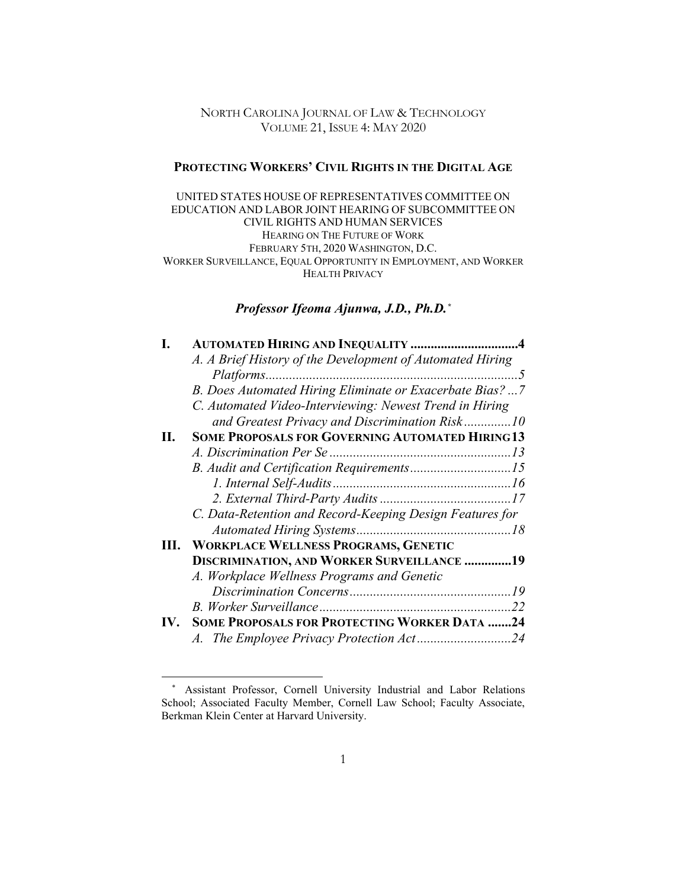NORTH CAROLINA JOURNAL OF LAW & TECHNOLOGY
VOLUME 21, ISSUE 4: MAY 2020

# PROTECTING WORKERS' CIVIL RIGHTS IN THE DIGITAL AGE

UNITED STATES HOUSE OF REPRESENTATIVES COMMITTEE ON EDUCATION AND LABOR JOINT HEARING OF SUBCOMMITTEE ON CIVIL RIGHTS AND HUMAN SERVICES
HEARING ON THE FUTURE OF WORK
FEBRUARY 5TH, 2020 WASHINGTON, D.C.
WORKER SURVEILLANCE, EQUAL OPPORTUNITY IN EMPLOYMENT, AND WORKER HEALTH PRIVACY

***Professor Ifeoma Ajunwa, J.D., Ph.D.*** [*]

| | | |
|---|---|---|
| **I.** | **AUTOMATED HIRING AND INEQUALITY** | **4** |
| | *A. A Brief History of the Development of Automated Hiring Platforms* | *5* |
| | *B. Does Automated Hiring Eliminate or Exacerbate Bias?* | *7* |
| | *C. Automated Video-Interviewing: Newest Trend in Hiring and Greatest Privacy and Discrimination Risk* | *10* |
| **II.** | **SOME PROPOSALS FOR GOVERNING AUTOMATED HIRING** | **13** |
| | *A. Discrimination Per Se* | *13* |
| | *B. Audit and Certification Requirements* | *15* |
| | *1. Internal Self-Audits* | *16* |
| | *2. External Third-Party Audits* | *17* |
| | *C. Data-Retention and Record-Keeping Design Features for Automated Hiring Systems* | *18* |
| **III.** | **WORKPLACE WELLNESS PROGRAMS, GENETIC DISCRIMINATION, AND WORKER SURVEILLANCE** | **19** |
| | *A. Workplace Wellness Programs and Genetic Discrimination Concerns* | *19* |
| | *B. Worker Surveillance* | *22* |
| **IV.** | **SOME PROPOSALS FOR PROTECTING WORKER DATA** | **24** |
| | *A. The Employee Privacy Protection Act* | *24* |

[*] Assistant Professor, Cornell University Industrial and Labor Relations School; Associated Faculty Member, Cornell Law School; Faculty Associate, Berkman Klein Center at Harvard University.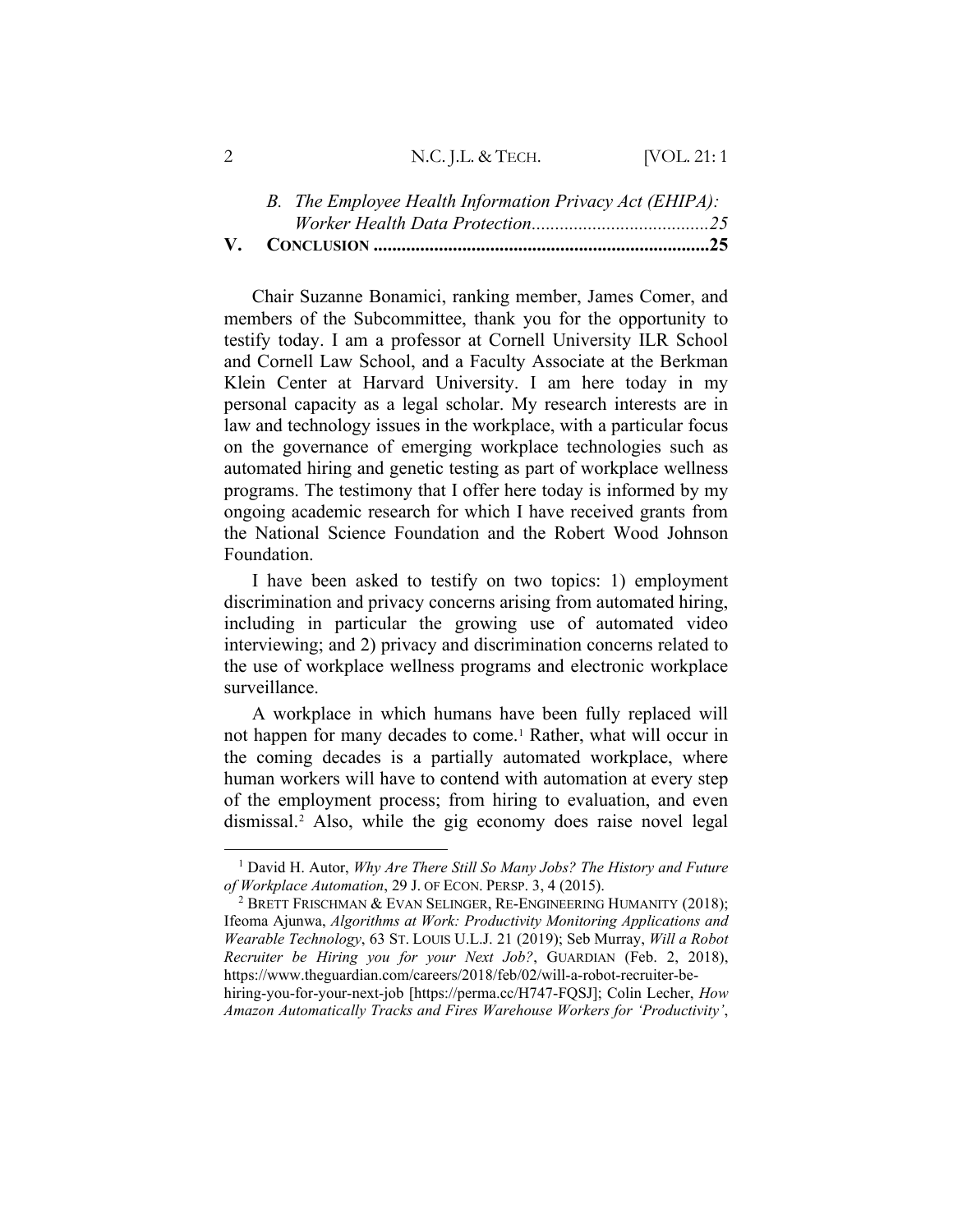*B. The Employee Health Information Privacy Act (EHIPA): Worker Health Data Protection*......................................*25*

**V. CONCLUSION** .......................................................................**25**

Chair Suzanne Bonamici, ranking member, James Comer, and members of the Subcommittee, thank you for the opportunity to testify today. I am a professor at Cornell University ILR School and Cornell Law School, and a Faculty Associate at the Berkman Klein Center at Harvard University. I am here today in my personal capacity as a legal scholar. My research interests are in law and technology issues in the workplace, with a particular focus on the governance of emerging workplace technologies such as automated hiring and genetic testing as part of workplace wellness programs. The testimony that I offer here today is informed by my ongoing academic research for which I have received grants from the National Science Foundation and the Robert Wood Johnson Foundation.

I have been asked to testify on two topics: 1) employment discrimination and privacy concerns arising from automated hiring, including in particular the growing use of automated video interviewing; and 2) privacy and discrimination concerns related to the use of workplace wellness programs and electronic workplace surveillance.

A workplace in which humans have been fully replaced will not happen for many decades to come.[1] Rather, what will occur in the coming decades is a partially automated workplace, where human workers will have to contend with automation at every step of the employment process; from hiring to evaluation, and even dismissal.[2] Also, while the gig economy does raise novel legal

---

[1] David H. Autor, *Why Are There Still So Many Jobs? The History and Future of Workplace Automation*, 29 J. OF ECON. PERSP. 3, 4 (2015).

[2] BRETT FRISCHMAN & EVAN SELINGER, RE-ENGINEERING HUMANITY (2018); Ifeoma Ajunwa, *Algorithms at Work: Productivity Monitoring Applications and Wearable Technology*, 63 ST. LOUIS U.L.J. 21 (2019); Seb Murray, *Will a Robot Recruiter be Hiring you for your Next Job?*, GUARDIAN (Feb. 2, 2018), https://www.theguardian.com/careers/2018/feb/02/will-a-robot-recruiter-be-hiring-you-for-your-next-job [https://perma.cc/H747-FQSJ]; Colin Lecher, *How Amazon Automatically Tracks and Fires Warehouse Workers for 'Productivity'*,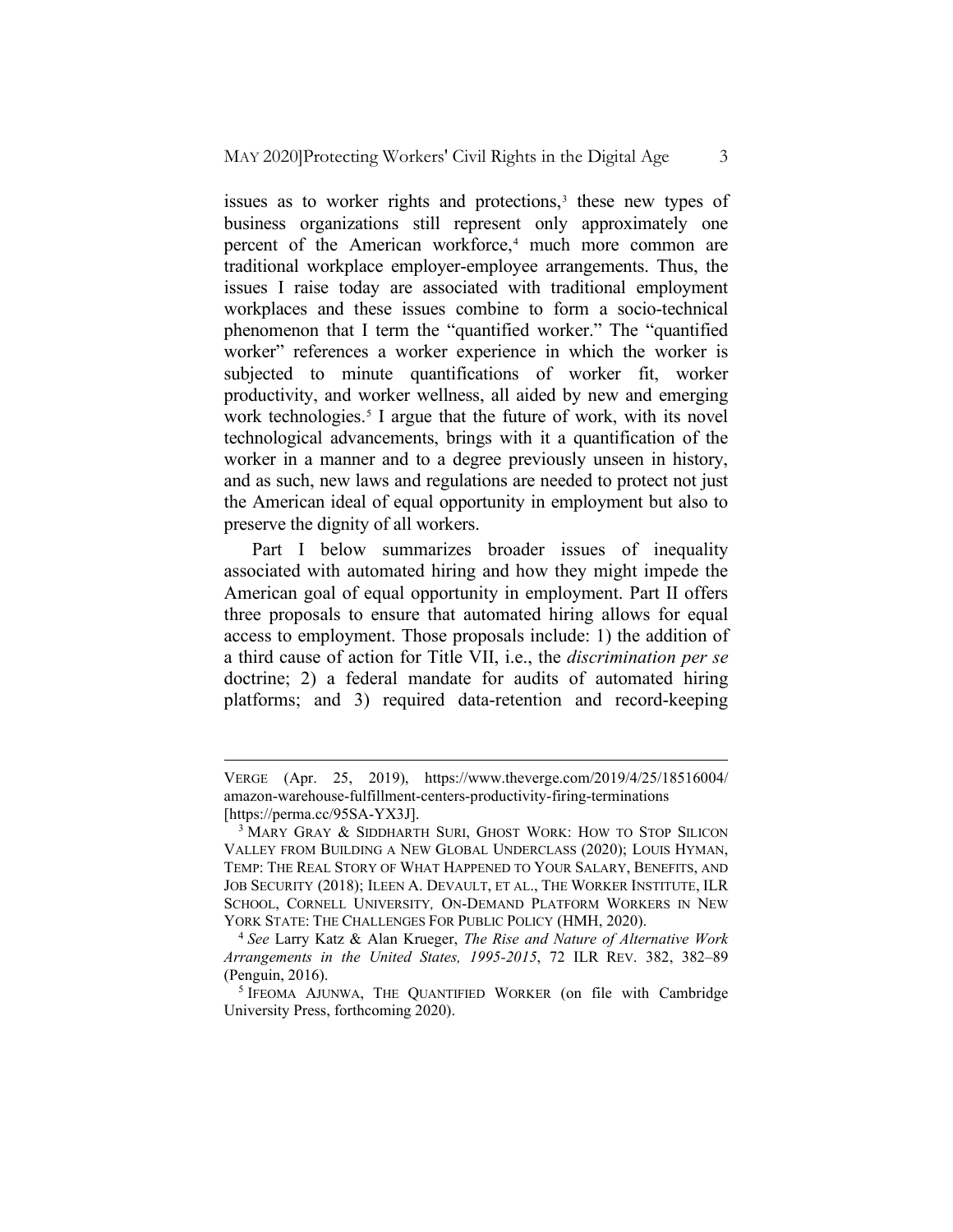issues as to worker rights and protections,[3] these new types of business organizations still represent only approximately one percent of the American workforce,[4] much more common are traditional workplace employer-employee arrangements. Thus, the issues I raise today are associated with traditional employment workplaces and these issues combine to form a socio-technical phenomenon that I term the "quantified worker." The "quantified worker" references a worker experience in which the worker is subjected to minute quantifications of worker fit, worker productivity, and worker wellness, all aided by new and emerging work technologies.[5] I argue that the future of work, with its novel technological advancements, brings with it a quantification of the worker in a manner and to a degree previously unseen in history, and as such, new laws and regulations are needed to protect not just the American ideal of equal opportunity in employment but also to preserve the dignity of all workers.

Part I below summarizes broader issues of inequality associated with automated hiring and how they might impede the American goal of equal opportunity in employment. Part II offers three proposals to ensure that automated hiring allows for equal access to employment. Those proposals include: 1) the addition of a third cause of action for Title VII, i.e., the *discrimination per se* doctrine; 2) a federal mandate for audits of automated hiring platforms; and 3) required data-retention and record-keeping

---

VERGE (Apr. 25, 2019), https://www.theverge.com/2019/4/25/18516004/amazon-warehouse-fulfillment-centers-productivity-firing-terminations [https://perma.cc/95SA-YX3J].

[3] MARY GRAY & SIDDHARTH SURI, GHOST WORK: HOW TO STOP SILICON VALLEY FROM BUILDING A NEW GLOBAL UNDERCLASS (2020); LOUIS HYMAN, TEMP: THE REAL STORY OF WHAT HAPPENED TO YOUR SALARY, BENEFITS, AND JOB SECURITY (2018); ILEEN A. DEVAULT, ET AL., THE WORKER INSTITUTE, ILR SCHOOL, CORNELL UNIVERSITY, ON-DEMAND PLATFORM WORKERS IN NEW YORK STATE: THE CHALLENGES FOR PUBLIC POLICY (HMH, 2020).

[4] *See* Larry Katz & Alan Krueger, *The Rise and Nature of Alternative Work Arrangements in the United States, 1995-2015*, 72 ILR REV. 382, 382–89 (Penguin, 2016).

[5] IFEOMA AJUNWA, THE QUANTIFIED WORKER (on file with Cambridge University Press, forthcoming 2020).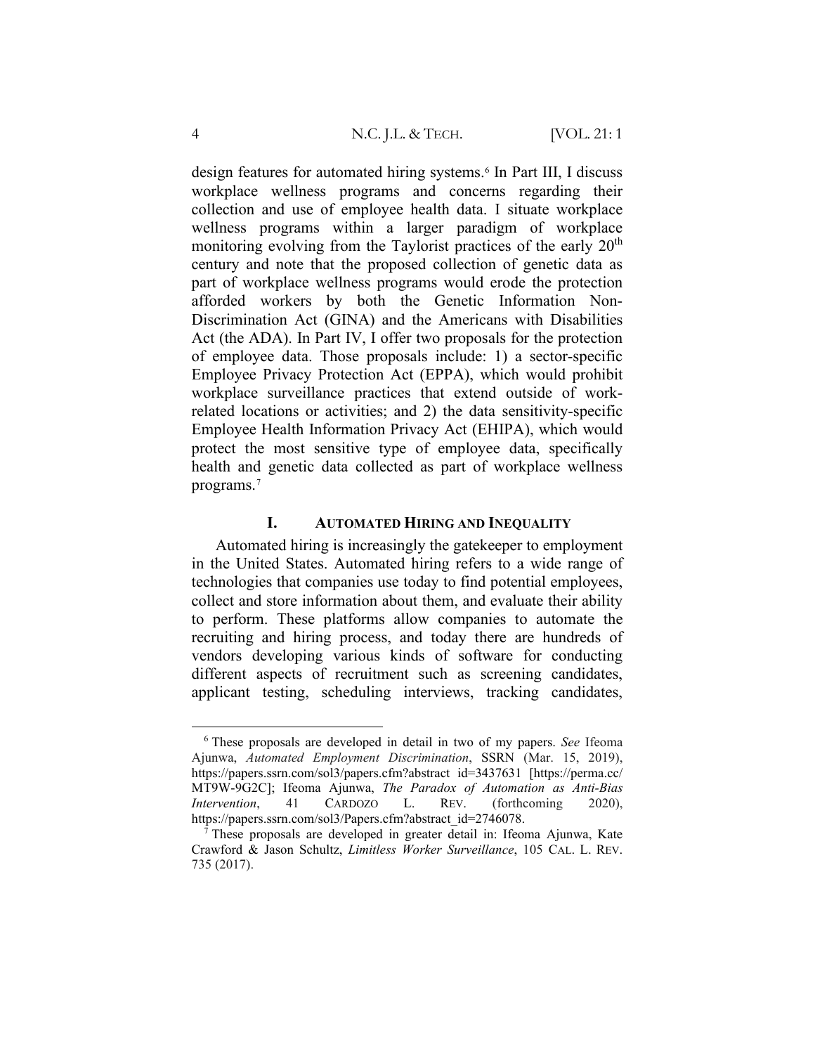design features for automated hiring systems.[6] In Part III, I discuss workplace wellness programs and concerns regarding their collection and use of employee health data. I situate workplace wellness programs within a larger paradigm of workplace monitoring evolving from the Taylorist practices of the early 20th century and note that the proposed collection of genetic data as part of workplace wellness programs would erode the protection afforded workers by both the Genetic Information Non-Discrimination Act (GINA) and the Americans with Disabilities Act (the ADA). In Part IV, I offer two proposals for the protection of employee data. Those proposals include: 1) a sector-specific Employee Privacy Protection Act (EPPA), which would prohibit workplace surveillance practices that extend outside of work-related locations or activities; and 2) the data sensitivity-specific Employee Health Information Privacy Act (EHIPA), which would protect the most sensitive type of employee data, specifically health and genetic data collected as part of workplace wellness programs.[7]

## I. AUTOMATED HIRING AND INEQUALITY

Automated hiring is increasingly the gatekeeper to employment in the United States. Automated hiring refers to a wide range of technologies that companies use today to find potential employees, collect and store information about them, and evaluate their ability to perform. These platforms allow companies to automate the recruiting and hiring process, and today there are hundreds of vendors developing various kinds of software for conducting different aspects of recruitment such as screening candidates, applicant testing, scheduling interviews, tracking candidates,

---

[6] These proposals are developed in detail in two of my papers. *See* Ifeoma Ajunwa, *Automated Employment Discrimination*, SSRN (Mar. 15, 2019), https://papers.ssrn.com/sol3/papers.cfm?abstract_id=3437631 [https://perma.cc/MT9W-9G2C]; Ifeoma Ajunwa, *The Paradox of Automation as Anti-Bias Intervention*, 41 CARDOZO L. REV. (forthcoming 2020), https://papers.ssrn.com/sol3/Papers.cfm?abstract_id=2746078.

[7] These proposals are developed in greater detail in: Ifeoma Ajunwa, Kate Crawford & Jason Schultz, *Limitless Worker Surveillance*, 105 CAL. L. REV. 735 (2017).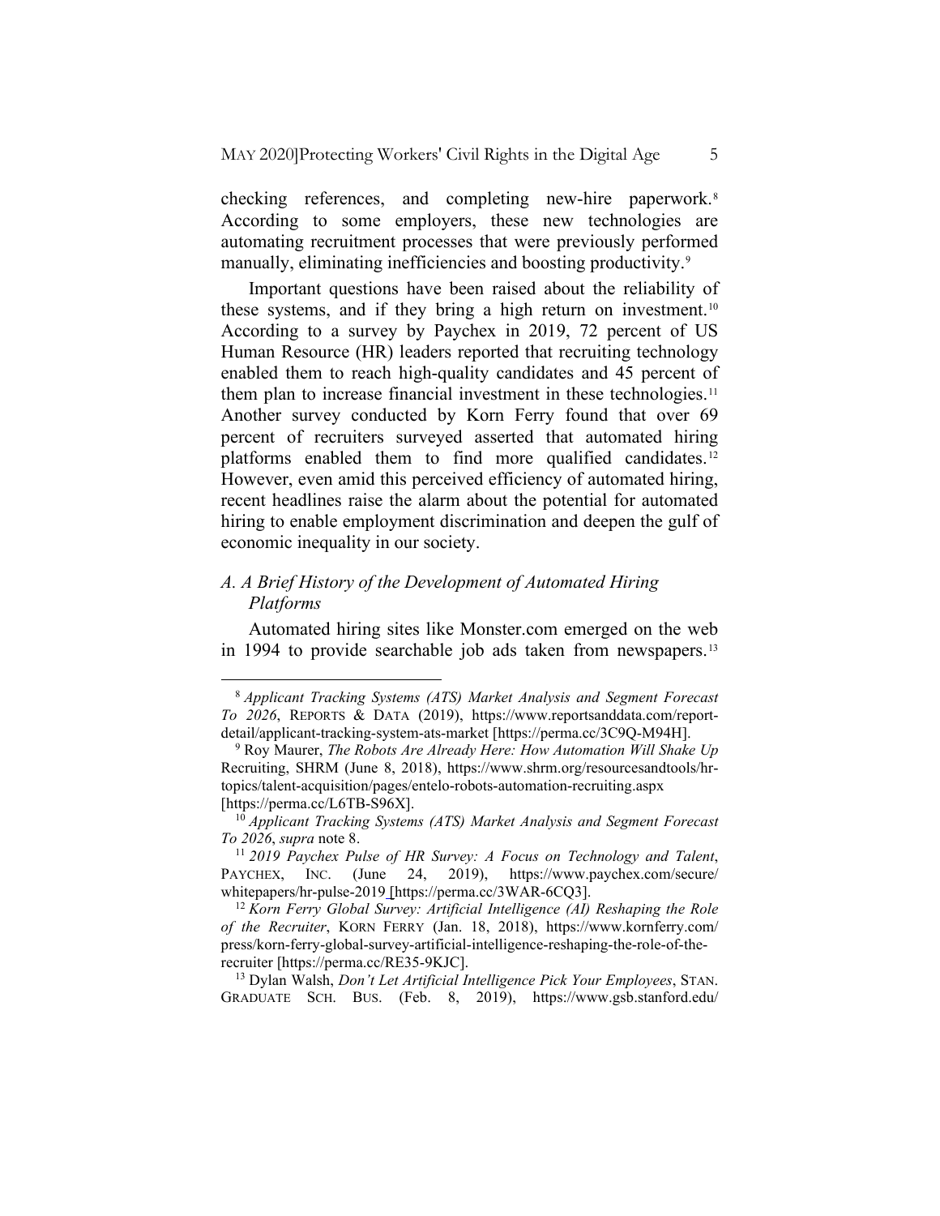checking references, and completing new-hire paperwork.[8] According to some employers, these new technologies are automating recruitment processes that were previously performed manually, eliminating inefficiencies and boosting productivity.[9]

Important questions have been raised about the reliability of these systems, and if they bring a high return on investment.[10] According to a survey by Paychex in 2019, 72 percent of US Human Resource (HR) leaders reported that recruiting technology enabled them to reach high-quality candidates and 45 percent of them plan to increase financial investment in these technologies.[11] Another survey conducted by Korn Ferry found that over 69 percent of recruiters surveyed asserted that automated hiring platforms enabled them to find more qualified candidates.[12] However, even amid this perceived efficiency of automated hiring, recent headlines raise the alarm about the potential for automated hiring to enable employment discrimination and deepen the gulf of economic inequality in our society.

### *A. A Brief History of the Development of Automated Hiring Platforms*

Automated hiring sites like Monster.com emerged on the web in 1994 to provide searchable job ads taken from newspapers.[13]

---

[8] *Applicant Tracking Systems (ATS) Market Analysis and Segment Forecast To 2026*, REPORTS & DATA (2019), https://www.reportsanddata.com/report-detail/applicant-tracking-system-ats-market [https://perma.cc/3C9Q-M94H].

[9] Roy Maurer, *The Robots Are Already Here: How Automation Will Shake Up* Recruiting, SHRM (June 8, 2018), https://www.shrm.org/resourcesandtools/hr-topics/talent-acquisition/pages/entelo-robots-automation-recruiting.aspx [https://perma.cc/L6TB-S96X].

[10] *Applicant Tracking Systems (ATS) Market Analysis and Segment Forecast To 2026*, *supra* note 8.

[11] *2019 Paychex Pulse of HR Survey: A Focus on Technology and Talent*, PAYCHEX, INC. (June 24, 2019), https://www.paychex.com/secure/whitepapers/hr-pulse-2019 [https://perma.cc/3WAR-6CQ3].

[12] *Korn Ferry Global Survey: Artificial Intelligence (AI) Reshaping the Role of the Recruiter*, KORN FERRY (Jan. 18, 2018), https://www.kornferry.com/press/korn-ferry-global-survey-artificial-intelligence-reshaping-the-role-of-the-recruiter [https://perma.cc/RE35-9KJC].

[13] Dylan Walsh, *Don't Let Artificial Intelligence Pick Your Employees*, STAN. GRADUATE SCH. BUS. (Feb. 8, 2019), https://www.gsb.stanford.edu/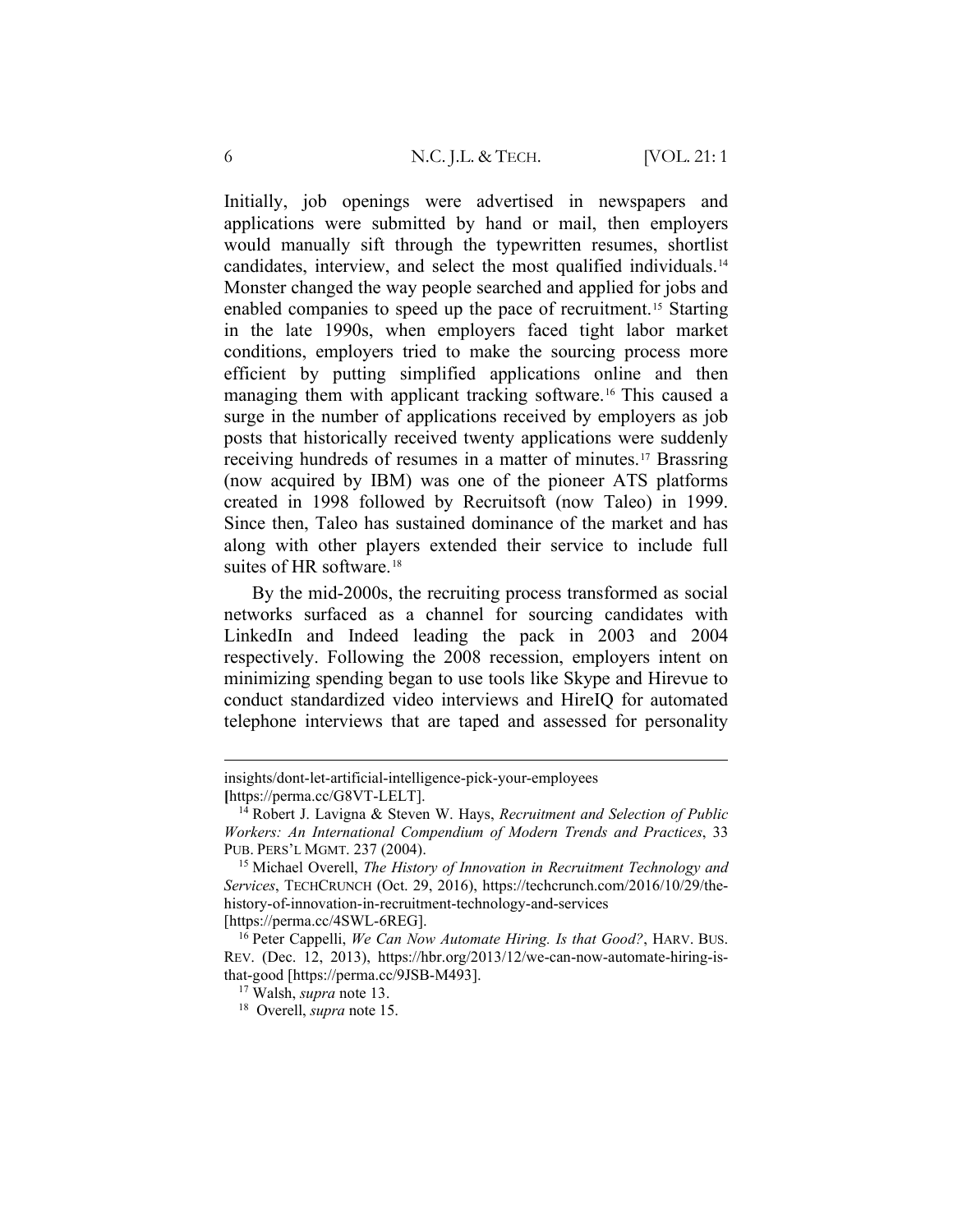Initially, job openings were advertised in newspapers and applications were submitted by hand or mail, then employers would manually sift through the typewritten resumes, shortlist candidates, interview, and select the most qualified individuals.[14] Monster changed the way people searched and applied for jobs and enabled companies to speed up the pace of recruitment.[15] Starting in the late 1990s, when employers faced tight labor market conditions, employers tried to make the sourcing process more efficient by putting simplified applications online and then managing them with applicant tracking software.[16] This caused a surge in the number of applications received by employers as job posts that historically received twenty applications were suddenly receiving hundreds of resumes in a matter of minutes.[17] Brassring (now acquired by IBM) was one of the pioneer ATS platforms created in 1998 followed by Recruitsoft (now Taleo) in 1999. Since then, Taleo has sustained dominance of the market and has along with other players extended their service to include full suites of HR software.[18]

By the mid-2000s, the recruiting process transformed as social networks surfaced as a channel for sourcing candidates with LinkedIn and Indeed leading the pack in 2003 and 2004 respectively. Following the 2008 recession, employers intent on minimizing spending began to use tools like Skype and Hirevue to conduct standardized video interviews and HireIQ for automated telephone interviews that are taped and assessed for personality

---

insights/dont-let-artificial-intelligence-pick-your-employees [https://perma.cc/G8VT-LELT].

[14] Robert J. Lavigna & Steven W. Hays, *Recruitment and Selection of Public Workers: An International Compendium of Modern Trends and Practices*, 33 PUB. PERS'L MGMT. 237 (2004).

[15] Michael Overell, *The History of Innovation in Recruitment Technology and Services*, TECHCRUNCH (Oct. 29, 2016), https://techcrunch.com/2016/10/29/the-history-of-innovation-in-recruitment-technology-and-services [https://perma.cc/4SWL-6REG].

[16] Peter Cappelli, *We Can Now Automate Hiring. Is that Good?*, HARV. BUS. REV. (Dec. 12, 2013), https://hbr.org/2013/12/we-can-now-automate-hiring-is-that-good [https://perma.cc/9JSB-M493].

[17] Walsh, *supra* note 13.

[18] Overell, *supra* note 15.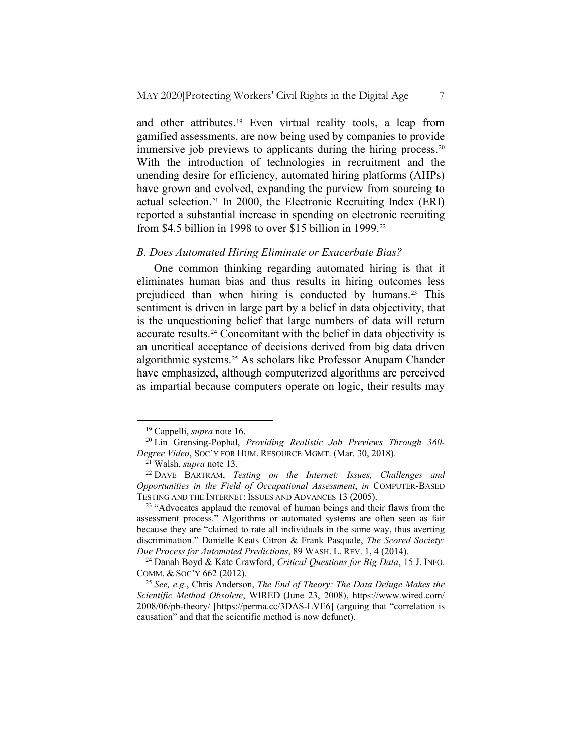and other attributes.[19] Even virtual reality tools, a leap from gamified assessments, are now being used by companies to provide immersive job previews to applicants during the hiring process.[20] With the introduction of technologies in recruitment and the unending desire for efficiency, automated hiring platforms (AHPs) have grown and evolved, expanding the purview from sourcing to actual selection.[21] In 2000, the Electronic Recruiting Index (ERI) reported a substantial increase in spending on electronic recruiting from $4.5 billion in 1998 to over $15 billion in 1999.[22]

### *B. Does Automated Hiring Eliminate or Exacerbate Bias?*

One common thinking regarding automated hiring is that it eliminates human bias and thus results in hiring outcomes less prejudiced than when hiring is conducted by humans.[23] This sentiment is driven in large part by a belief in data objectivity, that is the unquestioning belief that large numbers of data will return accurate results.[24] Concomitant with the belief in data objectivity is an uncritical acceptance of decisions derived from big data driven algorithmic systems.[25] As scholars like Professor Anupam Chander have emphasized, although computerized algorithms are perceived as impartial because computers operate on logic, their results may

---

[19] Cappelli, *supra* note 16.

[20] Lin Grensing-Pophal, *Providing Realistic Job Previews Through 360-Degree Video*, SOC'Y FOR HUM. RESOURCE MGMT. (Mar. 30, 2018).

[21] Walsh, *supra* note 13.

[22] DAVE BARTRAM, *Testing on the Internet: Issues, Challenges and Opportunities in the Field of Occupational Assessment*, *in* COMPUTER-BASED TESTING AND THE INTERNET: ISSUES AND ADVANCES 13 (2005).

[23] "Advocates applaud the removal of human beings and their flaws from the assessment process." Algorithms or automated systems are often seen as fair because they are "claimed to rate all individuals in the same way, thus averting discrimination." Danielle Keats Citron & Frank Pasquale, *The Scored Society: Due Process for Automated Predictions*, 89 WASH. L. REV. 1, 4 (2014).

[24] Danah Boyd & Kate Crawford, *Critical Questions for Big Data*, 15 J. INFO. COMM. & SOC'Y 662 (2012).

[25] *See, e.g.*, Chris Anderson, *The End of Theory: The Data Deluge Makes the Scientific Method Obsolete*, WIRED (June 23, 2008), https://www.wired.com/2008/06/pb-theory/ [https://perma.cc/3DAS-LVE6] (arguing that "correlation is causation" and that the scientific method is now defunct).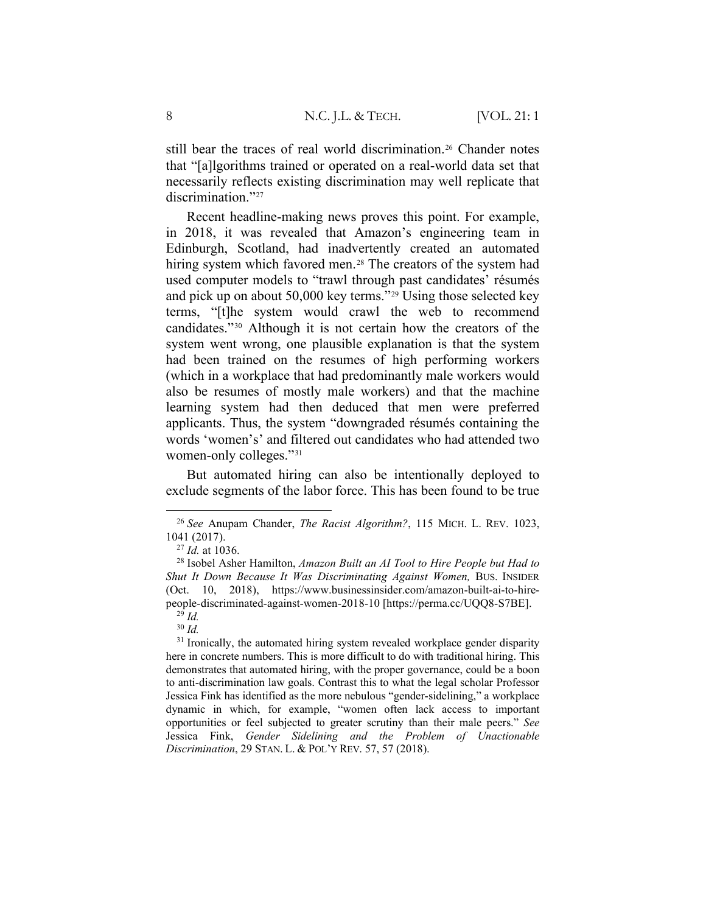still bear the traces of real world discrimination.[26] Chander notes that "[a]lgorithms trained or operated on a real-world data set that necessarily reflects existing discrimination may well replicate that discrimination."[27]

Recent headline-making news proves this point. For example, in 2018, it was revealed that Amazon's engineering team in Edinburgh, Scotland, had inadvertently created an automated hiring system which favored men.[28] The creators of the system had used computer models to "trawl through past candidates' résumés and pick up on about 50,000 key terms."[29] Using those selected key terms, "[t]he system would crawl the web to recommend candidates."[30] Although it is not certain how the creators of the system went wrong, one plausible explanation is that the system had been trained on the resumes of high performing workers (which in a workplace that had predominantly male workers would also be resumes of mostly male workers) and that the machine learning system had then deduced that men were preferred applicants. Thus, the system "downgraded résumés containing the words 'women's' and filtered out candidates who had attended two women-only colleges."[31]

But automated hiring can also be intentionally deployed to exclude segments of the labor force. This has been found to be true

---

[26] *See* Anupam Chander, *The Racist Algorithm?*, 115 MICH. L. REV. 1023, 1041 (2017).

[27] *Id.* at 1036.

[28] Isobel Asher Hamilton, *Amazon Built an AI Tool to Hire People but Had to Shut It Down Because It Was Discriminating Against Women,* BUS. INSIDER (Oct. 10, 2018), https://www.businessinsider.com/amazon-built-ai-to-hire-people-discriminated-against-women-2018-10 [https://perma.cc/UQQ8-S7BE].

[29] *Id.*

[30] *Id.*

[31] Ironically, the automated hiring system revealed workplace gender disparity here in concrete numbers. This is more difficult to do with traditional hiring. This demonstrates that automated hiring, with the proper governance, could be a boon to anti-discrimination law goals. Contrast this to what the legal scholar Professor Jessica Fink has identified as the more nebulous "gender-sidelining," a workplace dynamic in which, for example, "women often lack access to important opportunities or feel subjected to greater scrutiny than their male peers." *See* Jessica Fink, *Gender Sidelining and the Problem of Unactionable Discrimination*, 29 STAN. L. & POL'Y REV. 57, 57 (2018).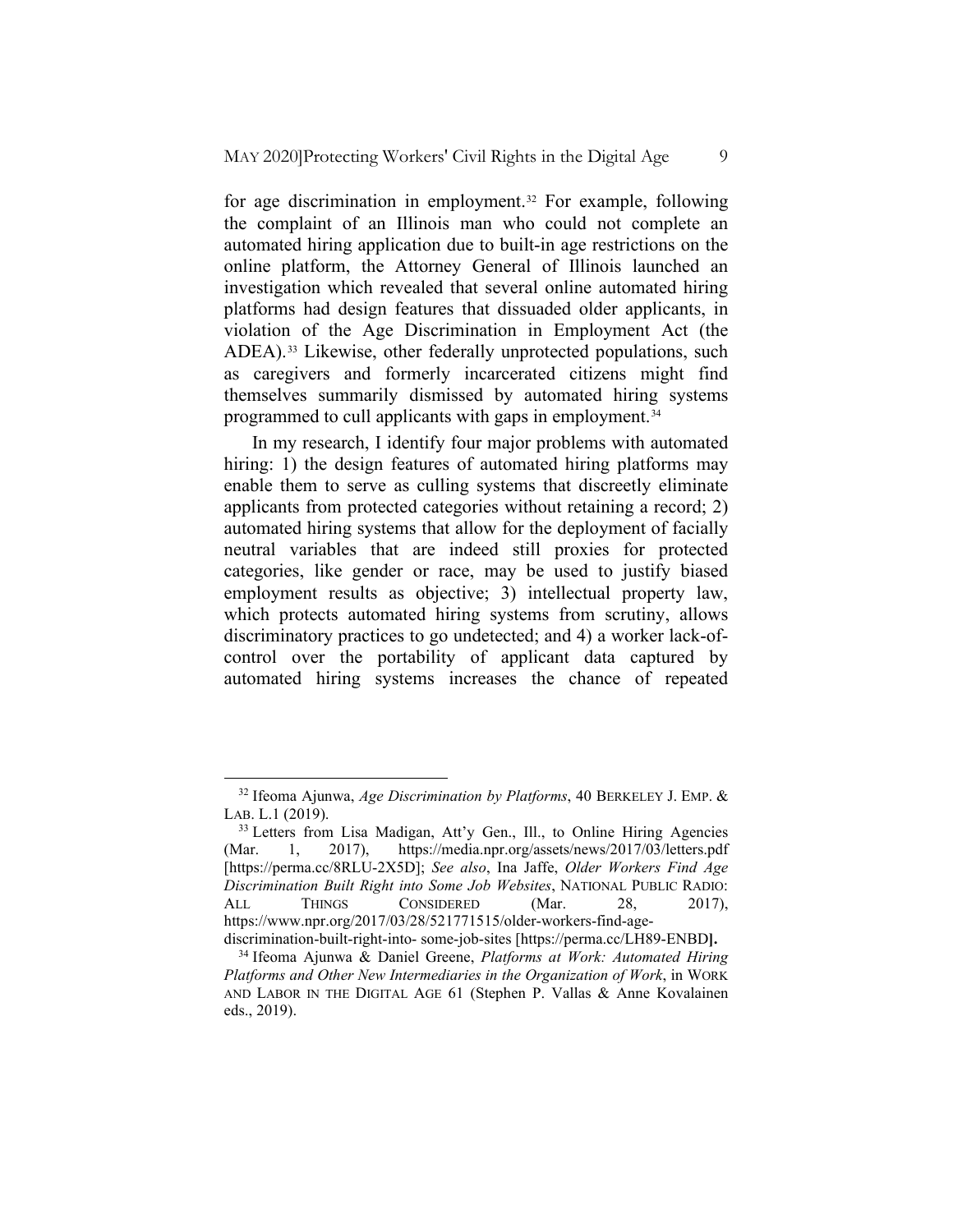for age discrimination in employment.[32] For example, following the complaint of an Illinois man who could not complete an automated hiring application due to built-in age restrictions on the online platform, the Attorney General of Illinois launched an investigation which revealed that several online automated hiring platforms had design features that dissuaded older applicants, in violation of the Age Discrimination in Employment Act (the ADEA).[33] Likewise, other federally unprotected populations, such as caregivers and formerly incarcerated citizens might find themselves summarily dismissed by automated hiring systems programmed to cull applicants with gaps in employment.[34]

In my research, I identify four major problems with automated hiring: 1) the design features of automated hiring platforms may enable them to serve as culling systems that discreetly eliminate applicants from protected categories without retaining a record; 2) automated hiring systems that allow for the deployment of facially neutral variables that are indeed still proxies for protected categories, like gender or race, may be used to justify biased employment results as objective; 3) intellectual property law, which protects automated hiring systems from scrutiny, allows discriminatory practices to go undetected; and 4) a worker lack-of-control over the portability of applicant data captured by automated hiring systems increases the chance of repeated

---

[32] Ifeoma Ajunwa, *Age Discrimination by Platforms*, 40 BERKELEY J. EMP. & LAB. L.1 (2019).

[33] Letters from Lisa Madigan, Att'y Gen., Ill., to Online Hiring Agencies (Mar. 1, 2017), https://media.npr.org/assets/news/2017/03/letters.pdf [https://perma.cc/8RLU-2X5D]; *See also*, Ina Jaffe, *Older Workers Find Age Discrimination Built Right into Some Job Websites*, NATIONAL PUBLIC RADIO: ALL THINGS CONSIDERED (Mar. 28, 2017), https://www.npr.org/2017/03/28/521771515/older-workers-find-age-discrimination-built-right-into- some-job-sites [https://perma.cc/LH89-ENBD**].**

[34] Ifeoma Ajunwa & Daniel Greene, *Platforms at Work: Automated Hiring Platforms and Other New Intermediaries in the Organization of Work*, in WORK AND LABOR IN THE DIGITAL AGE 61 (Stephen P. Vallas & Anne Kovalainen eds., 2019).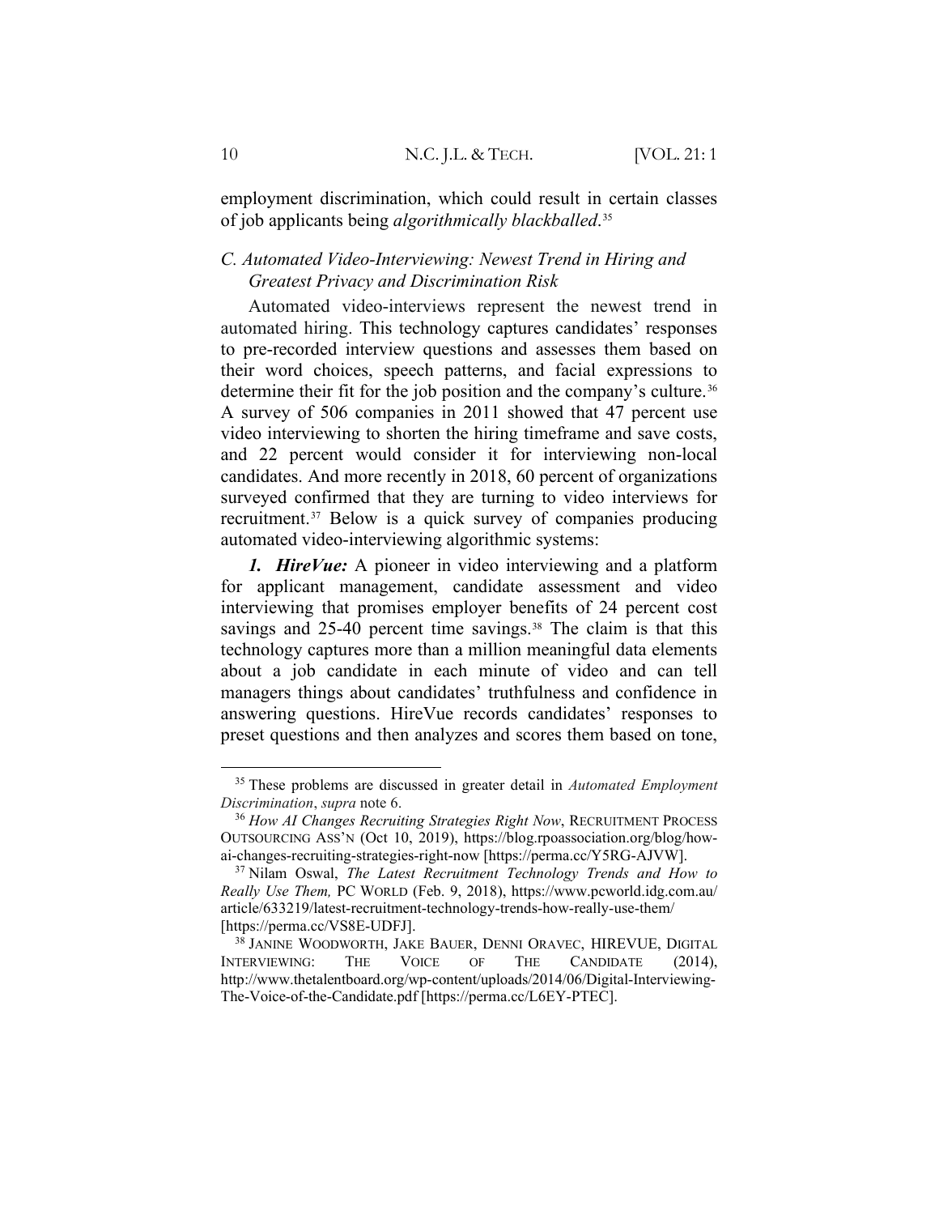employment discrimination, which could result in certain classes of job applicants being *algorithmically blackballed*.[35]

### *C. Automated Video-Interviewing: Newest Trend in Hiring and Greatest Privacy and Discrimination Risk*

Automated video-interviews represent the newest trend in automated hiring. This technology captures candidates' responses to pre-recorded interview questions and assesses them based on their word choices, speech patterns, and facial expressions to determine their fit for the job position and the company's culture.[36] A survey of 506 companies in 2011 showed that 47 percent use video interviewing to shorten the hiring timeframe and save costs, and 22 percent would consider it for interviewing non-local candidates. And more recently in 2018, 60 percent of organizations surveyed confirmed that they are turning to video interviews for recruitment.[37] Below is a quick survey of companies producing automated video-interviewing algorithmic systems:

***1. HireVue:*** A pioneer in video interviewing and a platform for applicant management, candidate assessment and video interviewing that promises employer benefits of 24 percent cost savings and 25-40 percent time savings.[38] The claim is that this technology captures more than a million meaningful data elements about a job candidate in each minute of video and can tell managers things about candidates' truthfulness and confidence in answering questions. HireVue records candidates' responses to preset questions and then analyzes and scores them based on tone,

---

[35] These problems are discussed in greater detail in *Automated Employment Discrimination*, *supra* note 6.

[36] *How AI Changes Recruiting Strategies Right Now*, RECRUITMENT PROCESS OUTSOURCING ASS'N (Oct 10, 2019), https://blog.rpoassociation.org/blog/how-ai-changes-recruiting-strategies-right-now [https://perma.cc/Y5RG-AJVW].

[37] Nilam Oswal, *The Latest Recruitment Technology Trends and How to Really Use Them,* PC WORLD (Feb. 9, 2018), https://www.pcworld.idg.com.au/article/633219/latest-recruitment-technology-trends-how-really-use-them/ [https://perma.cc/VS8E-UDFJ].

[38] JANINE WOODWORTH, JAKE BAUER, DENNI ORAVEC, HIREVUE, DIGITAL INTERVIEWING: THE VOICE OF THE CANDIDATE (2014), http://www.thetalentboard.org/wp-content/uploads/2014/06/Digital-Interviewing-The-Voice-of-the-Candidate.pdf [https://perma.cc/L6EY-PTEC].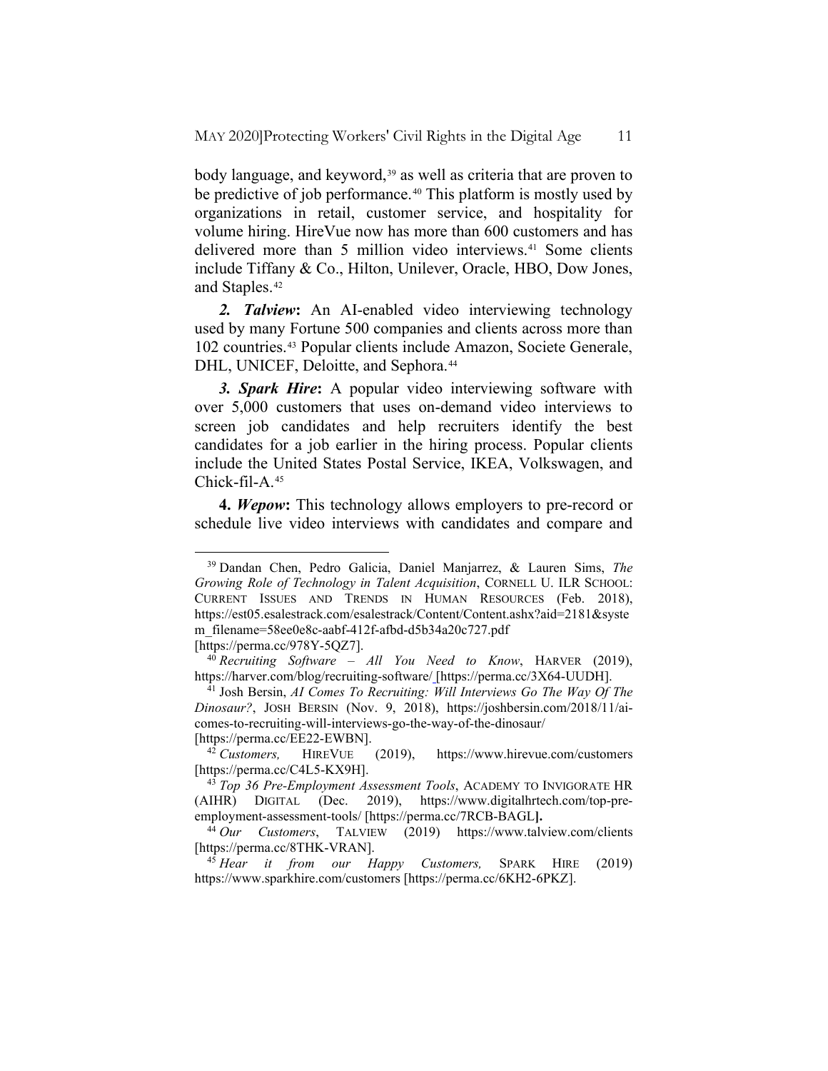body language, and keyword,[39] as well as criteria that are proven to be predictive of job performance.[40] This platform is mostly used by organizations in retail, customer service, and hospitality for volume hiring. HireVue now has more than 600 customers and has delivered more than 5 million video interviews.[41] Some clients include Tiffany & Co., Hilton, Unilever, Oracle, HBO, Dow Jones, and Staples.[42]

***2. Talview*:** An AI-enabled video interviewing technology used by many Fortune 500 companies and clients across more than 102 countries.[43] Popular clients include Amazon, Societe Generale, DHL, UNICEF, Deloitte, and Sephora.[44]

***3. Spark Hire*:** A popular video interviewing software with over 5,000 customers that uses on-demand video interviews to screen job candidates and help recruiters identify the best candidates for a job earlier in the hiring process. Popular clients include the United States Postal Service, IKEA, Volkswagen, and Chick-fil-A.[45]

**4. *Wepow*:** This technology allows employers to pre-record or schedule live video interviews with candidates and compare and

---

[39] Dandan Chen, Pedro Galicia, Daniel Manjarrez, & Lauren Sims, *The Growing Role of Technology in Talent Acquisition*, CORNELL U. ILR SCHOOL: CURRENT ISSUES AND TRENDS IN HUMAN RESOURCES (Feb. 2018), https://est05.esalestrack.com/esalestrack/Content/Content.ashx?aid=2181&system_filename=58ee0e8c-aabf-412f-afbd-d5b34a20c727.pdf [https://perma.cc/978Y-5QZ7].

[40] *Recruiting Software – All You Need to Know*, HARVER (2019), https://harver.com/blog/recruiting-software/ [https://perma.cc/3X64-UUDH].

[41] Josh Bersin, *AI Comes To Recruiting: Will Interviews Go The Way Of The Dinosaur?*, JOSH BERSIN (Nov. 9, 2018), https://joshbersin.com/2018/11/ai-comes-to-recruiting-will-interviews-go-the-way-of-the-dinosaur/ [https://perma.cc/EE22-EWBN].

[42] *Customers,* HIREVUE (2019), https://www.hirevue.com/customers [https://perma.cc/C4L5-KX9H].

[43] *Top 36 Pre-Employment Assessment Tools*, ACADEMY TO INVIGORATE HR (AIHR) DIGITAL (Dec. 2019), https://www.digitalhrtech.com/top-pre-employment-assessment-tools/ [https://perma.cc/7RCB-BAGL**].**

[44] *Our Customers*, TALVIEW (2019) https://www.talview.com/clients [https://perma.cc/8THK-VRAN].

[45] *Hear it from our Happy Customers,* SPARK HIRE (2019) https://www.sparkhire.com/customers [https://perma.cc/6KH2-6PKZ].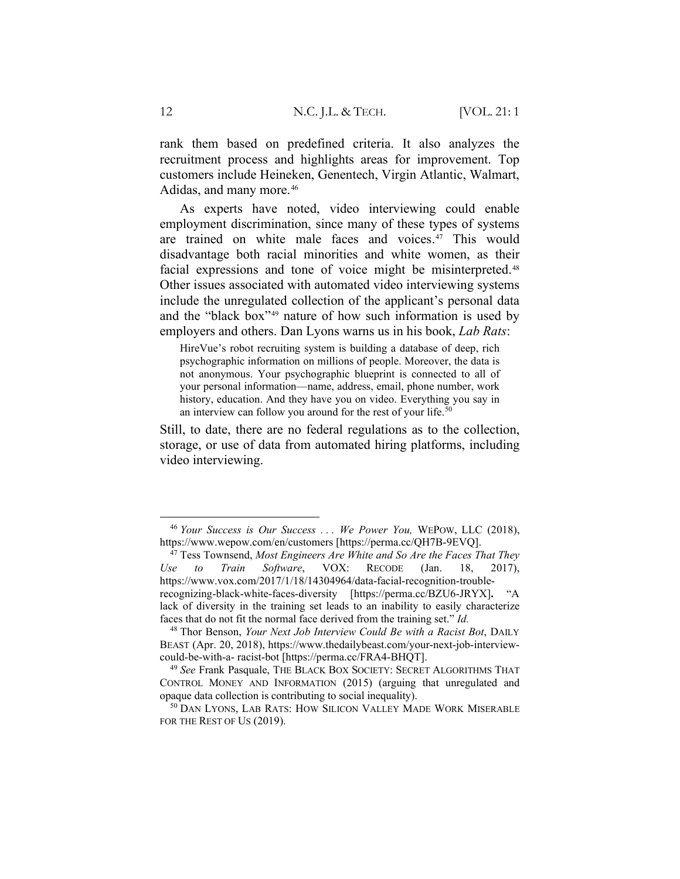rank them based on predefined criteria. It also analyzes the recruitment process and highlights areas for improvement. Top customers include Heineken, Genentech, Virgin Atlantic, Walmart, Adidas, and many more.[46]

As experts have noted, video interviewing could enable employment discrimination, since many of these types of systems are trained on white male faces and voices.[47] This would disadvantage both racial minorities and white women, as their facial expressions and tone of voice might be misinterpreted.[48] Other issues associated with automated video interviewing systems include the unregulated collection of the applicant's personal data and the "black box"[49] nature of how such information is used by employers and others. Dan Lyons warns us in his book, *Lab Rats*:

> HireVue's robot recruiting system is building a database of deep, rich psychographic information on millions of people. Moreover, the data is not anonymous. Your psychographic blueprint is connected to all of your personal information—name, address, email, phone number, work history, education. And they have you on video. Everything you say in an interview can follow you around for the rest of your life.[50]

Still, to date, there are no federal regulations as to the collection, storage, or use of data from automated hiring platforms, including video interviewing.

---

[46] *Your Success is Our Success . . . We Power You,* WEPOW, LLC (2018), https://www.wepow.com/en/customers [https://perma.cc/QH7B-9EVQ].

[47] Tess Townsend, *Most Engineers Are White and So Are the Faces That They Use to Train Software*, VOX: RECODE (Jan. 18, 2017), https://www.vox.com/2017/1/18/14304964/data-facial-recognition-trouble-recognizing-black-white-faces-diversity [https://perma.cc/BZU6-JRYX]. "A lack of diversity in the training set leads to an inability to easily characterize faces that do not fit the normal face derived from the training set." *Id.*

[48] Thor Benson, *Your Next Job Interview Could Be with a Racist Bot*, DAILY BEAST (Apr. 20, 2018), https://www.thedailybeast.com/your-next-job-interview-could-be-with-a- racist-bot [https://perma.cc/FRA4-BHQT].

[49] *See* Frank Pasquale, THE BLACK BOX SOCIETY: SECRET ALGORITHMS THAT CONTROL MONEY AND INFORMATION (2015) (arguing that unregulated and opaque data collection is contributing to social inequality).

[50] DAN LYONS, LAB RATS: HOW SILICON VALLEY MADE WORK MISERABLE FOR THE REST OF US (2019).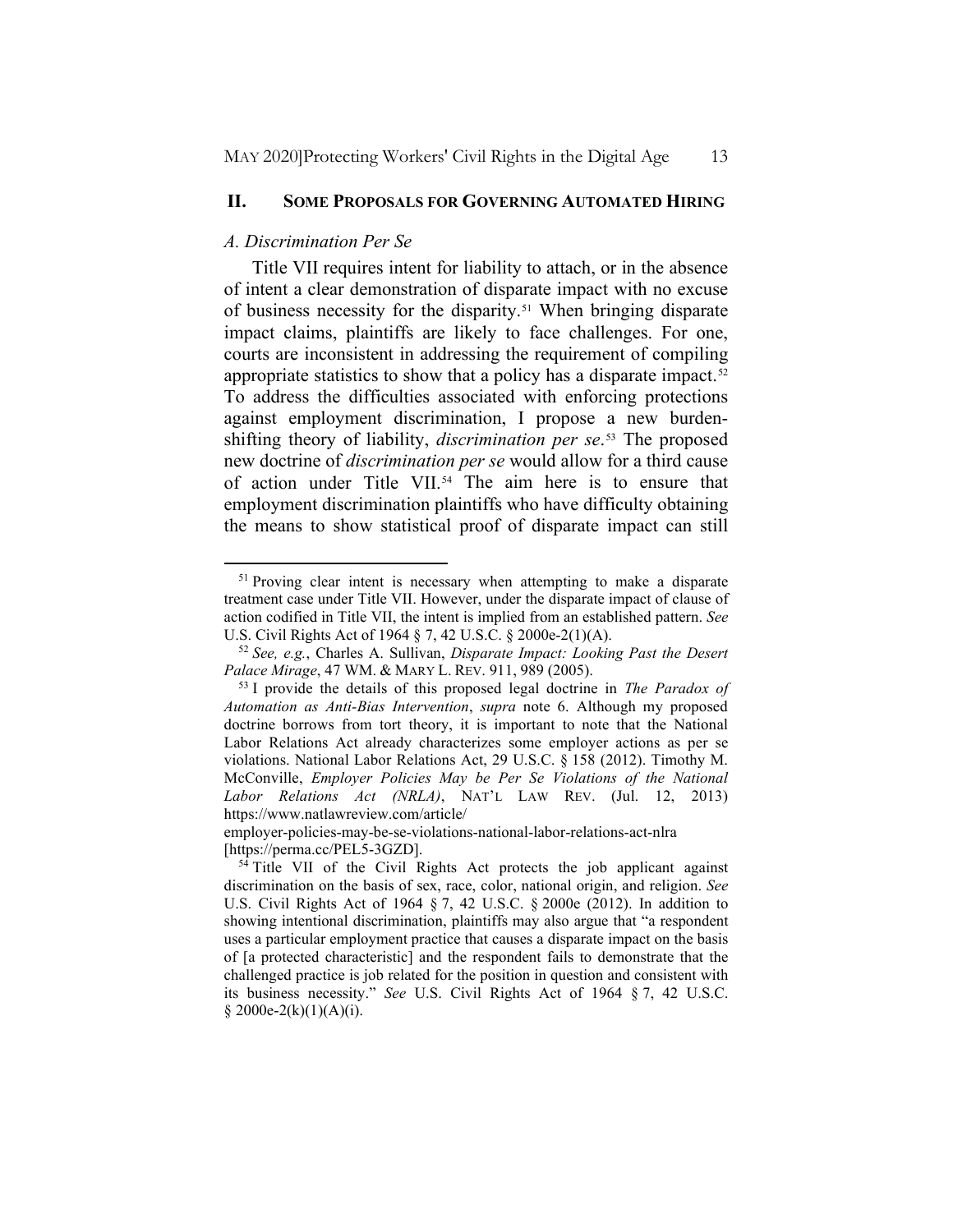## II. SOME PROPOSALS FOR GOVERNING AUTOMATED HIRING

### *A. Discrimination Per Se*

Title VII requires intent for liability to attach, or in the absence of intent a clear demonstration of disparate impact with no excuse of business necessity for the disparity.[51] When bringing disparate impact claims, plaintiffs are likely to face challenges. For one, courts are inconsistent in addressing the requirement of compiling appropriate statistics to show that a policy has a disparate impact.[52] To address the difficulties associated with enforcing protections against employment discrimination, I propose a new burden-shifting theory of liability, *discrimination per se*.[53] The proposed new doctrine of *discrimination per se* would allow for a third cause of action under Title VII.[54] The aim here is to ensure that employment discrimination plaintiffs who have difficulty obtaining the means to show statistical proof of disparate impact can still

---

[51] Proving clear intent is necessary when attempting to make a disparate treatment case under Title VII. However, under the disparate impact of clause of action codified in Title VII, the intent is implied from an established pattern. *See* U.S. Civil Rights Act of 1964 § 7, 42 U.S.C. § 2000e-2(1)(A).

[52] *See, e.g.*, Charles A. Sullivan, *Disparate Impact: Looking Past the Desert Palace Mirage*, 47 WM. & MARY L. REV. 911, 989 (2005).

[53] I provide the details of this proposed legal doctrine in *The Paradox of Automation as Anti-Bias Intervention*, *supra* note 6. Although my proposed doctrine borrows from tort theory, it is important to note that the National Labor Relations Act already characterizes some employer actions as per se violations. National Labor Relations Act, 29 U.S.C. § 158 (2012). Timothy M. McConville, *Employer Policies May be Per Se Violations of the National Labor Relations Act (NRLA)*, NAT'L LAW REV. (Jul. 12, 2013) https://www.natlawreview.com/article/employer-policies-may-be-se-violations-national-labor-relations-act-nlra [https://perma.cc/PEL5-3GZD].

[54] Title VII of the Civil Rights Act protects the job applicant against discrimination on the basis of sex, race, color, national origin, and religion. *See* U.S. Civil Rights Act of 1964 § 7, 42 U.S.C. § 2000e (2012). In addition to showing intentional discrimination, plaintiffs may also argue that "a respondent uses a particular employment practice that causes a disparate impact on the basis of [a protected characteristic] and the respondent fails to demonstrate that the challenged practice is job related for the position in question and consistent with its business necessity." *See* U.S. Civil Rights Act of 1964 § 7, 42 U.S.C. § 2000e-2(k)(1)(A)(i).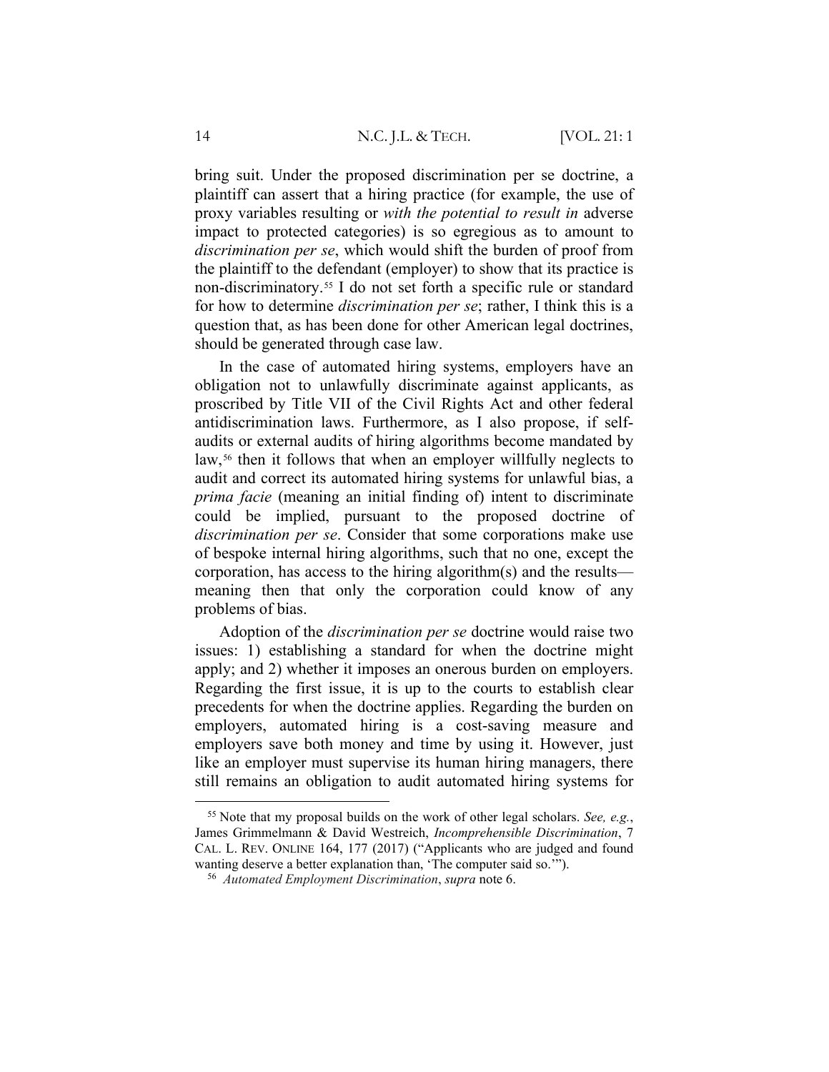bring suit. Under the proposed discrimination per se doctrine, a plaintiff can assert that a hiring practice (for example, the use of proxy variables resulting or *with the potential to result in* adverse impact to protected categories) is so egregious as to amount to *discrimination per se*, which would shift the burden of proof from the plaintiff to the defendant (employer) to show that its practice is non-discriminatory.[55] I do not set forth a specific rule or standard for how to determine *discrimination per se*; rather, I think this is a question that, as has been done for other American legal doctrines, should be generated through case law.

In the case of automated hiring systems, employers have an obligation not to unlawfully discriminate against applicants, as proscribed by Title VII of the Civil Rights Act and other federal antidiscrimination laws. Furthermore, as I also propose, if self-audits or external audits of hiring algorithms become mandated by law,[56] then it follows that when an employer willfully neglects to audit and correct its automated hiring systems for unlawful bias, a *prima facie* (meaning an initial finding of) intent to discriminate could be implied, pursuant to the proposed doctrine of *discrimination per se*. Consider that some corporations make use of bespoke internal hiring algorithms, such that no one, except the corporation, has access to the hiring algorithm(s) and the results—meaning then that only the corporation could know of any problems of bias.

Adoption of the *discrimination per se* doctrine would raise two issues: 1) establishing a standard for when the doctrine might apply; and 2) whether it imposes an onerous burden on employers. Regarding the first issue, it is up to the courts to establish clear precedents for when the doctrine applies. Regarding the burden on employers, automated hiring is a cost-saving measure and employers save both money and time by using it. However, just like an employer must supervise its human hiring managers, there still remains an obligation to audit automated hiring systems for

---

[55] Note that my proposal builds on the work of other legal scholars. *See, e.g.*, James Grimmelmann & David Westreich, *Incomprehensible Discrimination*, 7 CAL. L. REV. ONLINE 164, 177 (2017) ("Applicants who are judged and found wanting deserve a better explanation than, 'The computer said so.'").

[56] *Automated Employment Discrimination*, *supra* note 6.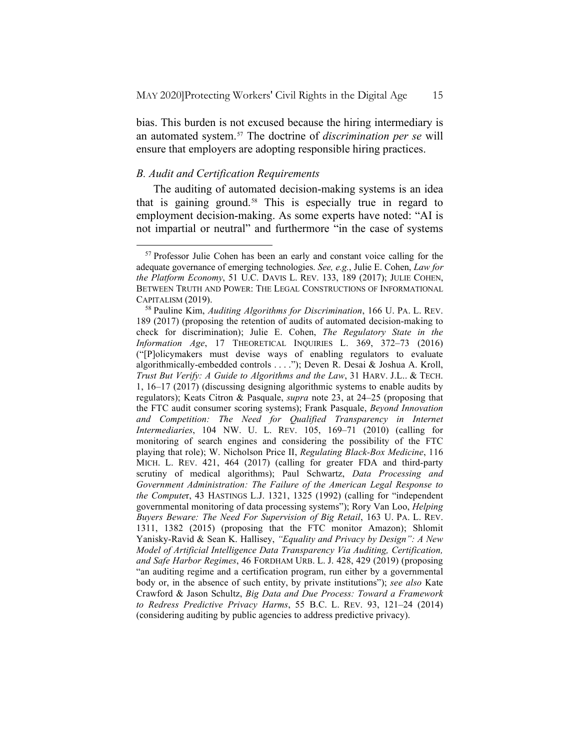bias. This burden is not excused because the hiring intermediary is an automated system.[57] The doctrine of *discrimination per se* will ensure that employers are adopting responsible hiring practices.

### *B. Audit and Certification Requirements*

The auditing of automated decision-making systems is an idea that is gaining ground.[58] This is especially true in regard to employment decision-making. As some experts have noted: "AI is not impartial or neutral" and furthermore "in the case of systems

---

[57] Professor Julie Cohen has been an early and constant voice calling for the adequate governance of emerging technologies. *See, e.g.*, Julie E. Cohen, *Law for the Platform Economy*, 51 U.C. DAVIS L. REV. 133, 189 (2017); JULIE COHEN, BETWEEN TRUTH AND POWER: THE LEGAL CONSTRUCTIONS OF INFORMATIONAL CAPITALISM (2019).

[58] Pauline Kim, *Auditing Algorithms for Discrimination*, 166 U. PA. L. REV. 189 (2017) (proposing the retention of audits of automated decision-making to check for discrimination); Julie E. Cohen, *The Regulatory State in the Information Age*, 17 THEORETICAL INQUIRIES L. 369, 372–73 (2016) ("[P]olicymakers must devise ways of enabling regulators to evaluate algorithmically-embedded controls . . . ."); Deven R. Desai & Joshua A. Kroll, *Trust But Verify: A Guide to Algorithms and the Law*, 31 HARV. J.L.. & TECH. 1, 16–17 (2017) (discussing designing algorithmic systems to enable audits by regulators); Keats Citron & Pasquale, *supra* note 23, at 24–25 (proposing that the FTC audit consumer scoring systems); Frank Pasquale, *Beyond Innovation and Competition: The Need for Qualified Transparency in Internet Intermediaries*, 104 NW. U. L. REV. 105, 169–71 (2010) (calling for monitoring of search engines and considering the possibility of the FTC playing that role); W. Nicholson Price II, *Regulating Black-Box Medicine*, 116 MICH. L. REV. 421, 464 (2017) (calling for greater FDA and third-party scrutiny of medical algorithms); Paul Schwartz, *Data Processing and Government Administration: The Failure of the American Legal Response to the Compute*r, 43 HASTINGS L.J. 1321, 1325 (1992) (calling for "independent governmental monitoring of data processing systems"); Rory Van Loo, *Helping Buyers Beware: The Need For Supervision of Big Retail*, 163 U. PA. L. REV. 1311, 1382 (2015) (proposing that the FTC monitor Amazon); Shlomit Yanisky-Ravid & Sean K. Hallisey, *"Equality and Privacy by Design": A New Model of Artificial Intelligence Data Transparency Via Auditing, Certification, and Safe Harbor Regimes*, 46 FORDHAM URB. L. J. 428, 429 (2019) (proposing "an auditing regime and a certification program, run either by a governmental body or, in the absence of such entity, by private institutions"); *see also* Kate Crawford & Jason Schultz, *Big Data and Due Process: Toward a Framework to Redress Predictive Privacy Harms*, 55 B.C. L. REV. 93, 121–24 (2014) (considering auditing by public agencies to address predictive privacy).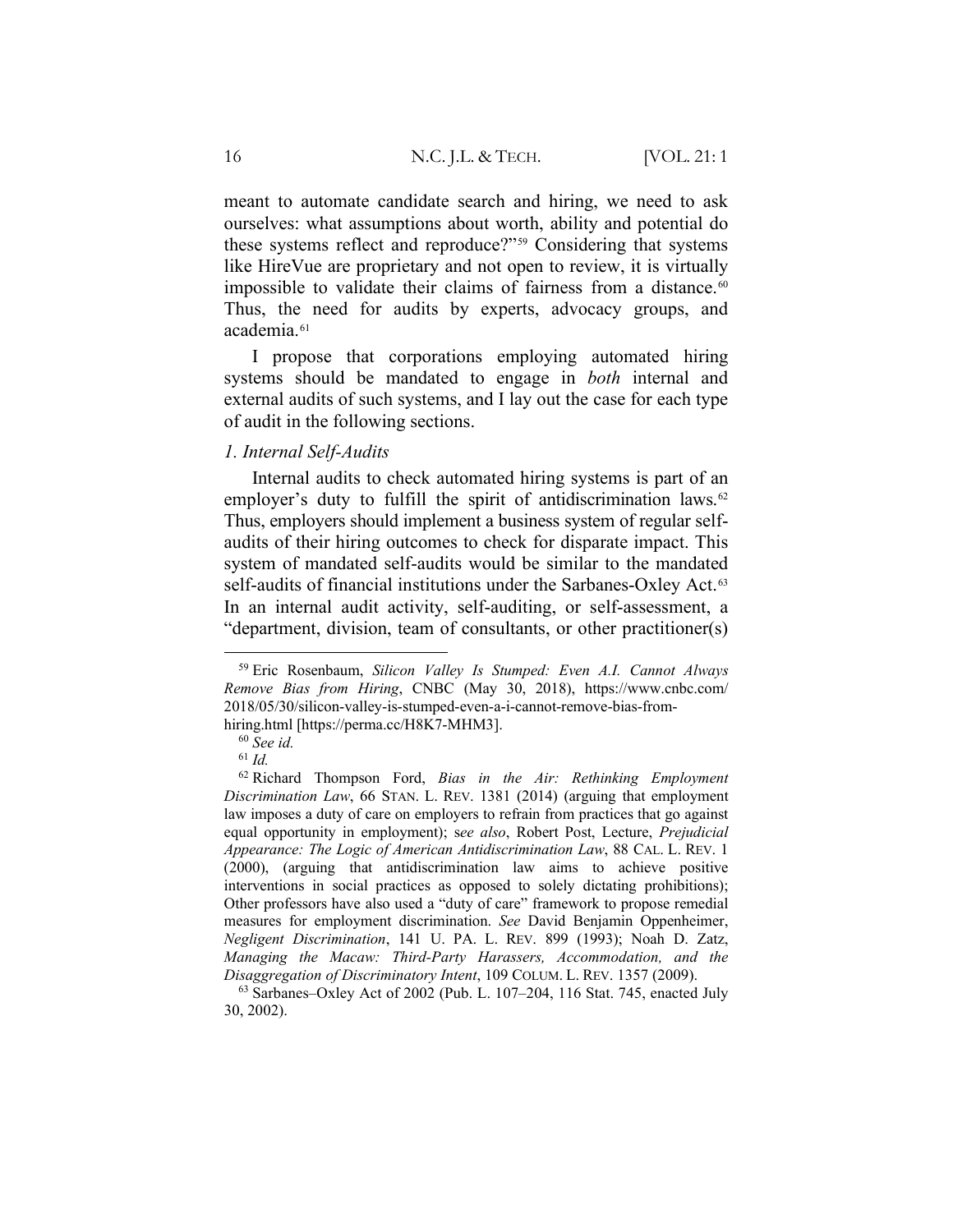meant to automate candidate search and hiring, we need to ask ourselves: what assumptions about worth, ability and potential do these systems reflect and reproduce?"[59] Considering that systems like HireVue are proprietary and not open to review, it is virtually impossible to validate their claims of fairness from a distance.[60] Thus, the need for audits by experts, advocacy groups, and academia.[61]

I propose that corporations employing automated hiring systems should be mandated to engage in *both* internal and external audits of such systems, and I lay out the case for each type of audit in the following sections.

### *1. Internal Self-Audits*

Internal audits to check automated hiring systems is part of an employer's duty to fulfill the spirit of antidiscrimination laws.[62] Thus, employers should implement a business system of regular self-audits of their hiring outcomes to check for disparate impact. This system of mandated self-audits would be similar to the mandated self-audits of financial institutions under the Sarbanes-Oxley Act.[63] In an internal audit activity, self-auditing, or self-assessment, a "department, division, team of consultants, or other practitioner(s)

---

[59] Eric Rosenbaum, *Silicon Valley Is Stumped: Even A.I. Cannot Always Remove Bias from Hiring*, CNBC (May 30, 2018), https://www.cnbc.com/2018/05/30/silicon-valley-is-stumped-even-a-i-cannot-remove-bias-from-hiring.html [https://perma.cc/H8K7-MHM3].

[60] *See id.*

[61] *Id.*

[62] Richard Thompson Ford, *Bias in the Air: Rethinking Employment Discrimination Law*, 66 STAN. L. REV. 1381 (2014) (arguing that employment law imposes a duty of care on employers to refrain from practices that go against equal opportunity in employment); s*ee also*, Robert Post, Lecture, *Prejudicial Appearance: The Logic of American Antidiscrimination Law*, 88 CAL. L. REV. 1 (2000), (arguing that antidiscrimination law aims to achieve positive interventions in social practices as opposed to solely dictating prohibitions); Other professors have also used a "duty of care" framework to propose remedial measures for employment discrimination. *See* David Benjamin Oppenheimer, *Negligent Discrimination*, 141 U. PA. L. REV. 899 (1993); Noah D. Zatz, *Managing the Macaw: Third-Party Harassers, Accommodation, and the Disaggregation of Discriminatory Intent*, 109 COLUM. L. REV. 1357 (2009).

[63] Sarbanes–Oxley Act of 2002 (Pub. L. 107–204, 116 Stat. 745, enacted July 30, 2002).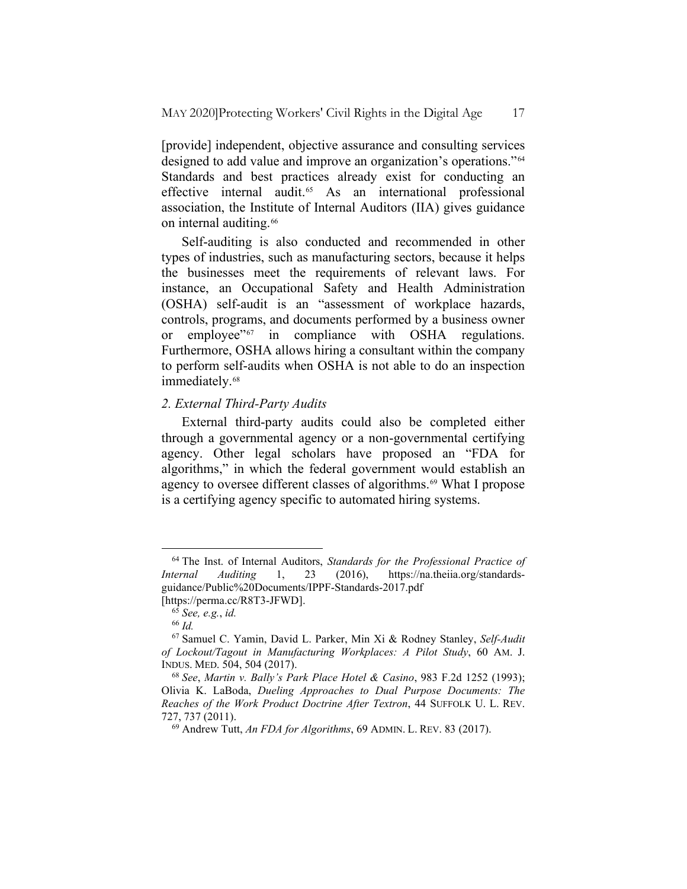[provide] independent, objective assurance and consulting services designed to add value and improve an organization's operations."[64] Standards and best practices already exist for conducting an effective internal audit.[65] As an international professional association, the Institute of Internal Auditors (IIA) gives guidance on internal auditing.[66]

Self-auditing is also conducted and recommended in other types of industries, such as manufacturing sectors, because it helps the businesses meet the requirements of relevant laws. For instance, an Occupational Safety and Health Administration (OSHA) self-audit is an "assessment of workplace hazards, controls, programs, and documents performed by a business owner or employee"[67] in compliance with OSHA regulations. Furthermore, OSHA allows hiring a consultant within the company to perform self-audits when OSHA is not able to do an inspection immediately.[68]

### *2. External Third-Party Audits*

External third-party audits could also be completed either through a governmental agency or a non-governmental certifying agency. Other legal scholars have proposed an "FDA for algorithms," in which the federal government would establish an agency to oversee different classes of algorithms.[69] What I propose is a certifying agency specific to automated hiring systems.

---

[64] The Inst. of Internal Auditors, *Standards for the Professional Practice of Internal Auditing* 1, 23 (2016), https://na.theiia.org/standards-guidance/Public%20Documents/IPPF-Standards-2017.pdf [https://perma.cc/R8T3-JFWD].

[65] *See, e.g.*, *id.*

[66] *Id.*

[67] Samuel C. Yamin, David L. Parker, Min Xi & Rodney Stanley, *Self-Audit of Lockout/Tagout in Manufacturing Workplaces: A Pilot Study*, 60 AM. J. INDUS. MED. 504, 504 (2017).

[68] *See*, *Martin v. Bally's Park Place Hotel & Casino*, 983 F.2d 1252 (1993); Olivia K. LaBoda, *Dueling Approaches to Dual Purpose Documents: The Reaches of the Work Product Doctrine After Textron*, 44 SUFFOLK U. L. REV. 727, 737 (2011).

[69] Andrew Tutt, *An FDA for Algorithms*, 69 ADMIN. L. REV. 83 (2017).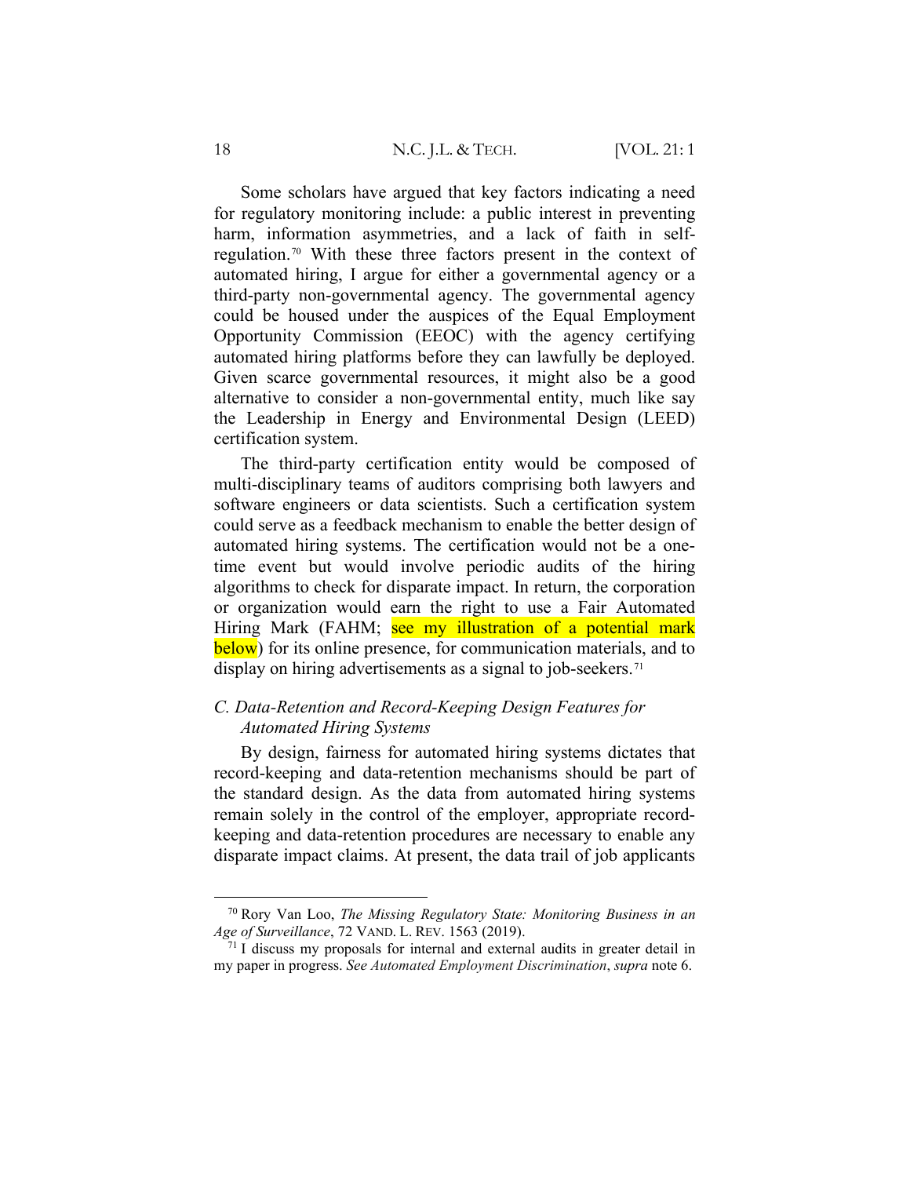Some scholars have argued that key factors indicating a need for regulatory monitoring include: a public interest in preventing harm, information asymmetries, and a lack of faith in self-regulation.[70] With these three factors present in the context of automated hiring, I argue for either a governmental agency or a third-party non-governmental agency. The governmental agency could be housed under the auspices of the Equal Employment Opportunity Commission (EEOC) with the agency certifying automated hiring platforms before they can lawfully be deployed. Given scarce governmental resources, it might also be a good alternative to consider a non-governmental entity, much like say the Leadership in Energy and Environmental Design (LEED) certification system.

The third-party certification entity would be composed of multi-disciplinary teams of auditors comprising both lawyers and software engineers or data scientists. Such a certification system could serve as a feedback mechanism to enable the better design of automated hiring systems. The certification would not be a one-time event but would involve periodic audits of the hiring algorithms to check for disparate impact. In return, the corporation or organization would earn the right to use a Fair Automated Hiring Mark (FAHM; see my illustration of a potential mark below) for its online presence, for communication materials, and to display on hiring advertisements as a signal to job-seekers.[71]

### *C. Data-Retention and Record-Keeping Design Features for Automated Hiring Systems*

By design, fairness for automated hiring systems dictates that record-keeping and data-retention mechanisms should be part of the standard design. As the data from automated hiring systems remain solely in the control of the employer, appropriate record-keeping and data-retention procedures are necessary to enable any disparate impact claims. At present, the data trail of job applicants

---

[70] Rory Van Loo, *The Missing Regulatory State: Monitoring Business in an Age of Surveillance*, 72 VAND. L. REV. 1563 (2019).

[71] I discuss my proposals for internal and external audits in greater detail in my paper in progress. *See Automated Employment Discrimination*, *supra* note 6.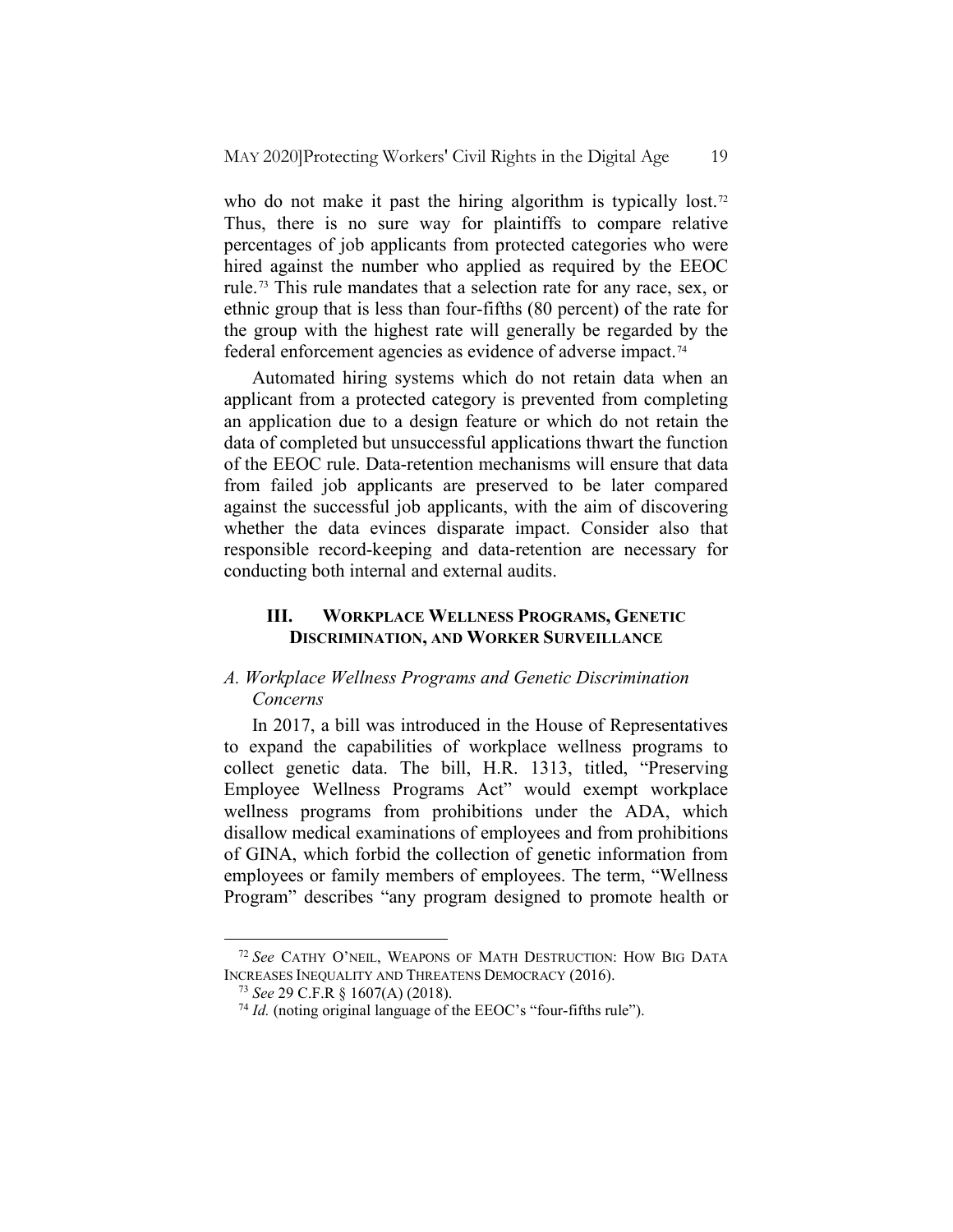who do not make it past the hiring algorithm is typically lost.[72] Thus, there is no sure way for plaintiffs to compare relative percentages of job applicants from protected categories who were hired against the number who applied as required by the EEOC rule.[73] This rule mandates that a selection rate for any race, sex, or ethnic group that is less than four-fifths (80 percent) of the rate for the group with the highest rate will generally be regarded by the federal enforcement agencies as evidence of adverse impact.[74]

Automated hiring systems which do not retain data when an applicant from a protected category is prevented from completing an application due to a design feature or which do not retain the data of completed but unsuccessful applications thwart the function of the EEOC rule. Data-retention mechanisms will ensure that data from failed job applicants are preserved to be later compared against the successful job applicants, with the aim of discovering whether the data evinces disparate impact. Consider also that responsible record-keeping and data-retention are necessary for conducting both internal and external audits.

## III. WORKPLACE WELLNESS PROGRAMS, GENETIC DISCRIMINATION, AND WORKER SURVEILLANCE

### *A. Workplace Wellness Programs and Genetic Discrimination Concerns*

In 2017, a bill was introduced in the House of Representatives to expand the capabilities of workplace wellness programs to collect genetic data. The bill, H.R. 1313, titled, "Preserving Employee Wellness Programs Act" would exempt workplace wellness programs from prohibitions under the ADA, which disallow medical examinations of employees and from prohibitions of GINA, which forbid the collection of genetic information from employees or family members of employees. The term, "Wellness Program" describes "any program designed to promote health or

---

[72] *See* CATHY O'NEIL, WEAPONS OF MATH DESTRUCTION: HOW BIG DATA INCREASES INEQUALITY AND THREATENS DEMOCRACY (2016).

[73] *See* 29 C.F.R § 1607(A) (2018).

[74] *Id.* (noting original language of the EEOC's "four-fifths rule").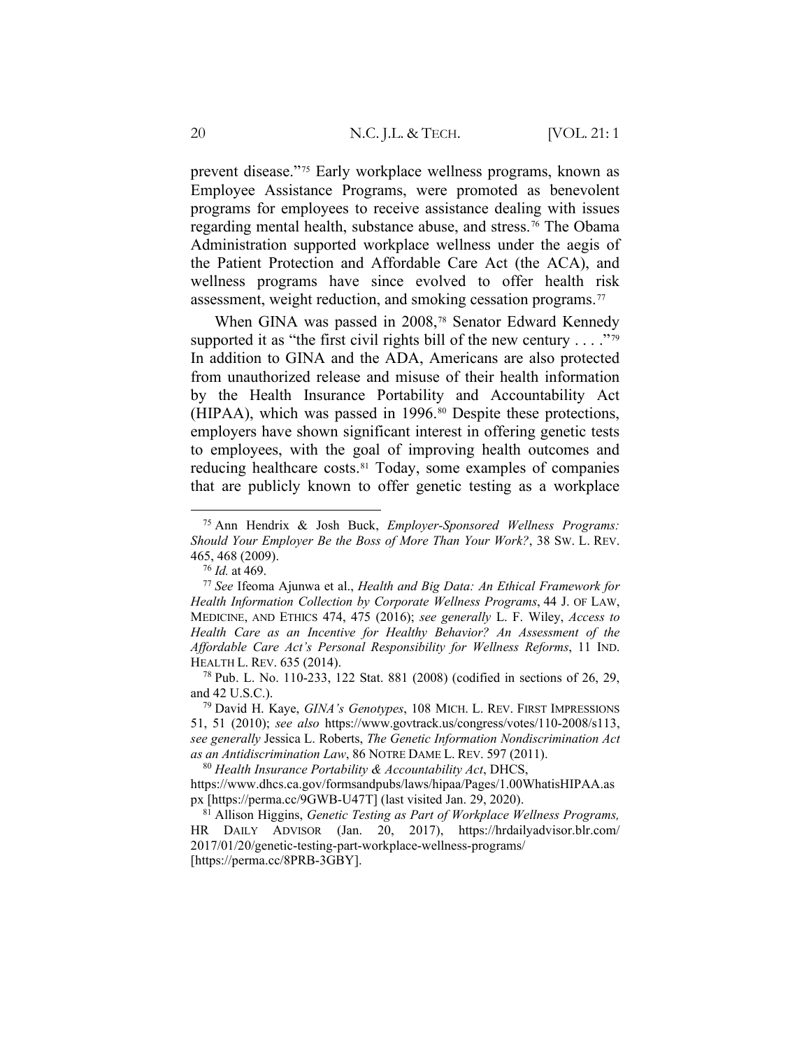prevent disease."[75] Early workplace wellness programs, known as Employee Assistance Programs, were promoted as benevolent programs for employees to receive assistance dealing with issues regarding mental health, substance abuse, and stress.[76] The Obama Administration supported workplace wellness under the aegis of the Patient Protection and Affordable Care Act (the ACA), and wellness programs have since evolved to offer health risk assessment, weight reduction, and smoking cessation programs.[77]

When GINA was passed in 2008,[78] Senator Edward Kennedy supported it as "the first civil rights bill of the new century . . . ."[79] In addition to GINA and the ADA, Americans are also protected from unauthorized release and misuse of their health information by the Health Insurance Portability and Accountability Act (HIPAA), which was passed in 1996.[80] Despite these protections, employers have shown significant interest in offering genetic tests to employees, with the goal of improving health outcomes and reducing healthcare costs.[81] Today, some examples of companies that are publicly known to offer genetic testing as a workplace

---

[75] Ann Hendrix & Josh Buck, *Employer-Sponsored Wellness Programs: Should Your Employer Be the Boss of More Than Your Work?*, 38 SW. L. REV. 465, 468 (2009).

[76] *Id.* at 469.

[77] *See* Ifeoma Ajunwa et al., *Health and Big Data: An Ethical Framework for Health Information Collection by Corporate Wellness Programs*, 44 J. OF LAW, MEDICINE, AND ETHICS 474, 475 (2016); *see generally* L. F. Wiley, *Access to Health Care as an Incentive for Healthy Behavior? An Assessment of the Affordable Care Act's Personal Responsibility for Wellness Reforms*, 11 IND. HEALTH L. REV. 635 (2014).

[78] Pub. L. No. 110-233, 122 Stat. 881 (2008) (codified in sections of 26, 29, and 42 U.S.C.).

[79] David H. Kaye, *GINA's Genotypes*, 108 MICH. L. REV. FIRST IMPRESSIONS 51, 51 (2010); *see also* https://www.govtrack.us/congress/votes/110-2008/s113, *see generally* Jessica L. Roberts, *The Genetic Information Nondiscrimination Act as an Antidiscrimination Law*, 86 NOTRE DAME L. REV. 597 (2011).

[80] *Health Insurance Portability & Accountability Act*, DHCS, https://www.dhcs.ca.gov/formsandpubs/laws/hipaa/Pages/1.00WhatisHIPAA.aspx [https://perma.cc/9GWB-U47T] (last visited Jan. 29, 2020).

[81] Allison Higgins, *Genetic Testing as Part of Workplace Wellness Programs,* HR DAILY ADVISOR (Jan. 20, 2017), https://hrdailyadvisor.blr.com/2017/01/20/genetic-testing-part-workplace-wellness-programs/ [https://perma.cc/8PRB-3GBY].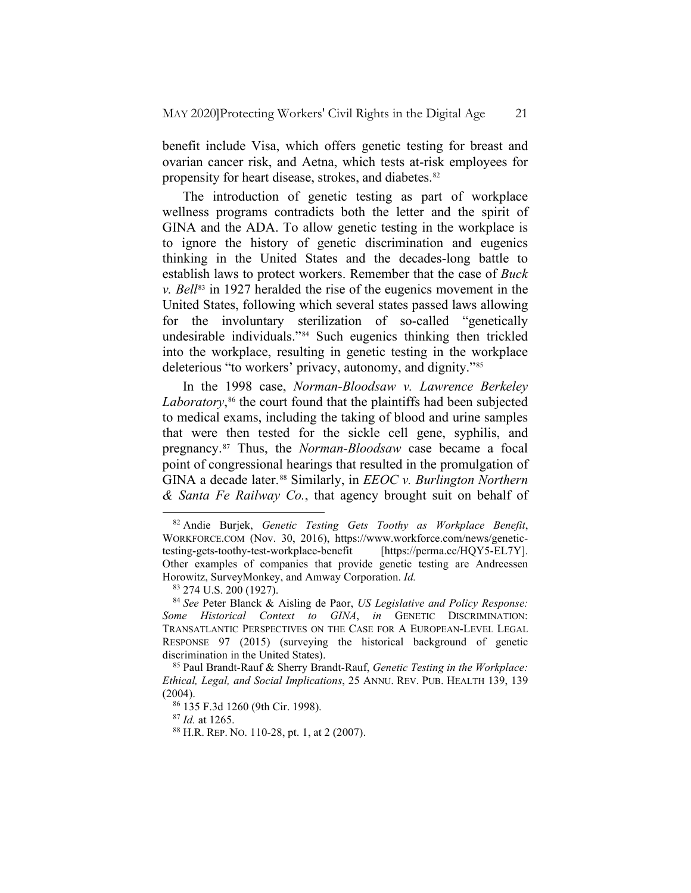benefit include Visa, which offers genetic testing for breast and ovarian cancer risk, and Aetna, which tests at-risk employees for propensity for heart disease, strokes, and diabetes.[82]

The introduction of genetic testing as part of workplace wellness programs contradicts both the letter and the spirit of GINA and the ADA. To allow genetic testing in the workplace is to ignore the history of genetic discrimination and eugenics thinking in the United States and the decades-long battle to establish laws to protect workers. Remember that the case of *Buck v. Bell*[83] in 1927 heralded the rise of the eugenics movement in the United States, following which several states passed laws allowing for the involuntary sterilization of so-called "genetically undesirable individuals."[84] Such eugenics thinking then trickled into the workplace, resulting in genetic testing in the workplace deleterious "to workers' privacy, autonomy, and dignity."[85]

In the 1998 case, *Norman-Bloodsaw v. Lawrence Berkeley Laboratory*,[86] the court found that the plaintiffs had been subjected to medical exams, including the taking of blood and urine samples that were then tested for the sickle cell gene, syphilis, and pregnancy.[87] Thus, the *Norman-Bloodsaw* case became a focal point of congressional hearings that resulted in the promulgation of GINA a decade later.[88] Similarly, in *EEOC v. Burlington Northern & Santa Fe Railway Co.*, that agency brought suit on behalf of

---

[82] Andie Burjek, *Genetic Testing Gets Toothy as Workplace Benefit*, WORKFORCE.COM (Nov. 30, 2016), https://www.workforce.com/news/genetic-testing-gets-toothy-test-workplace-benefit [https://perma.cc/HQY5-EL7Y]. Other examples of companies that provide genetic testing are Andreessen Horowitz, SurveyMonkey, and Amway Corporation. *Id.*

[83] 274 U.S. 200 (1927).

[84] *See* Peter Blanck & Aisling de Paor, *US Legislative and Policy Response: Some Historical Context to GINA*, *in* GENETIC DISCRIMINATION: TRANSATLANTIC PERSPECTIVES ON THE CASE FOR A EUROPEAN-LEVEL LEGAL RESPONSE 97 (2015) (surveying the historical background of genetic discrimination in the United States).

[85] Paul Brandt-Rauf & Sherry Brandt-Rauf, *Genetic Testing in the Workplace: Ethical, Legal, and Social Implications*, 25 ANNU. REV. PUB. HEALTH 139, 139 (2004).

[86] 135 F.3d 1260 (9th Cir. 1998).

[87] *Id.* at 1265.

[88] H.R. REP. NO. 110-28, pt. 1, at 2 (2007).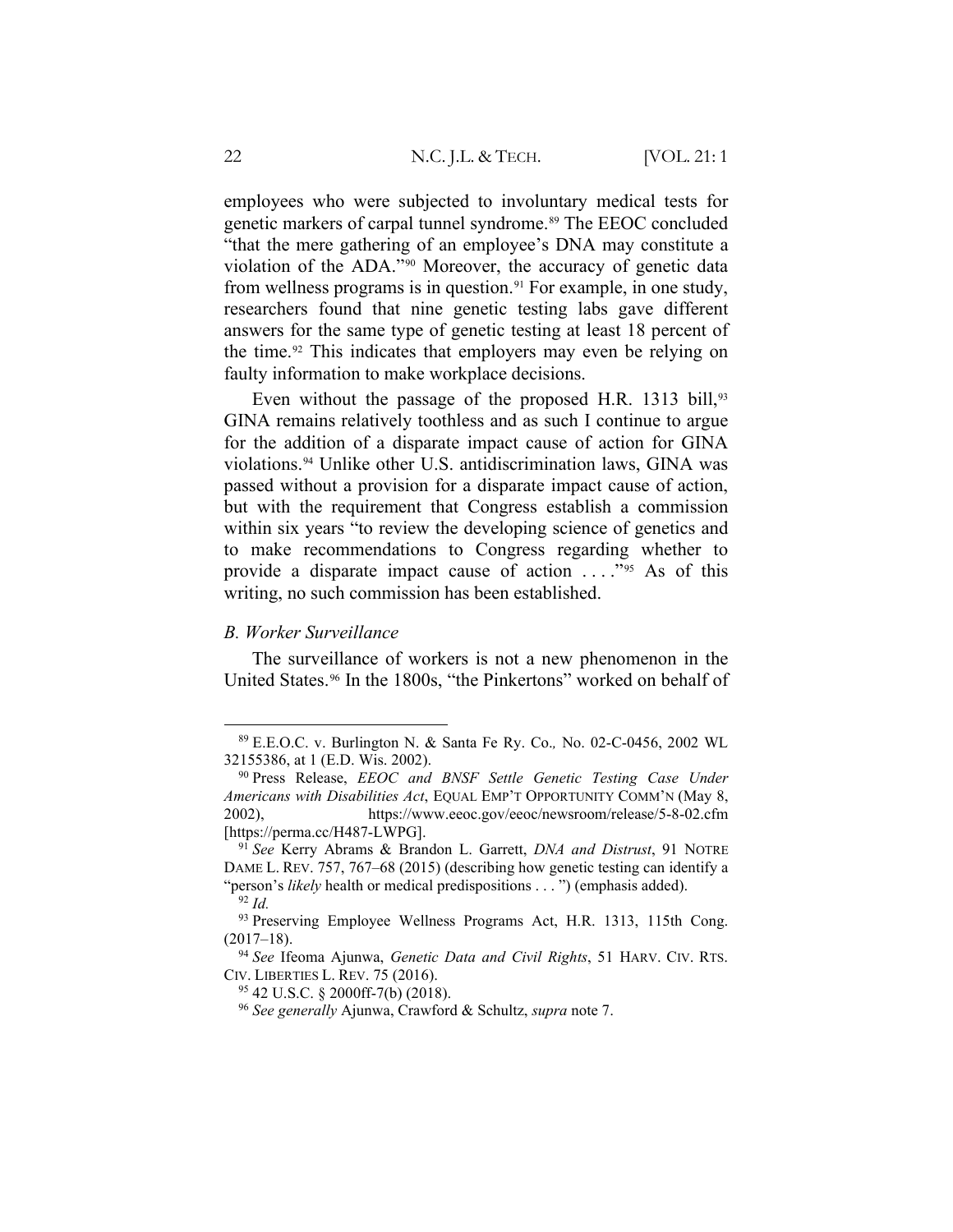employees who were subjected to involuntary medical tests for genetic markers of carpal tunnel syndrome.[89] The EEOC concluded "that the mere gathering of an employee's DNA may constitute a violation of the ADA."[90] Moreover, the accuracy of genetic data from wellness programs is in question.[91] For example, in one study, researchers found that nine genetic testing labs gave different answers for the same type of genetic testing at least 18 percent of the time.[92] This indicates that employers may even be relying on faulty information to make workplace decisions.

Even without the passage of the proposed H.R. 1313 bill,[93] GINA remains relatively toothless and as such I continue to argue for the addition of a disparate impact cause of action for GINA violations.[94] Unlike other U.S. antidiscrimination laws, GINA was passed without a provision for a disparate impact cause of action, but with the requirement that Congress establish a commission within six years "to review the developing science of genetics and to make recommendations to Congress regarding whether to provide a disparate impact cause of action . . . ."[95] As of this writing, no such commission has been established.

### *B. Worker Surveillance*

The surveillance of workers is not a new phenomenon in the United States.[96] In the 1800s, "the Pinkertons" worked on behalf of

---

[89] E.E.O.C. v. Burlington N. & Santa Fe Ry. Co., No. 02-C-0456, 2002 WL 32155386, at 1 (E.D. Wis. 2002).

[90] Press Release, *EEOC and BNSF Settle Genetic Testing Case Under Americans with Disabilities Act*, EQUAL EMP'T OPPORTUNITY COMM'N (May 8, 2002), https://www.eeoc.gov/eeoc/newsroom/release/5-8-02.cfm [https://perma.cc/H487-LWPG].

[91] *See* Kerry Abrams & Brandon L. Garrett, *DNA and Distrust*, 91 NOTRE DAME L. REV. 757, 767–68 (2015) (describing how genetic testing can identify a "person's *likely* health or medical predispositions . . . ") (emphasis added).

[92] *Id.*

[93] Preserving Employee Wellness Programs Act, H.R. 1313, 115th Cong. (2017–18).

[94] *See* Ifeoma Ajunwa, *Genetic Data and Civil Rights*, 51 HARV. CIV. RTS. CIV. LIBERTIES L. REV. 75 (2016).

[95] 42 U.S.C. § 2000ff-7(b) (2018).

[96] *See generally* Ajunwa, Crawford & Schultz, *supra* note 7.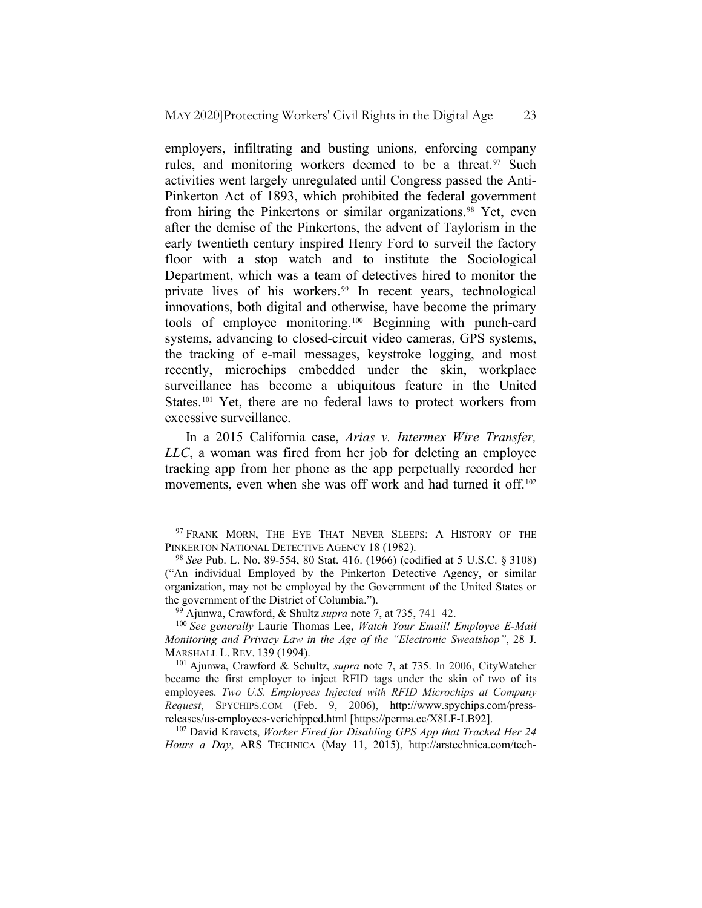employers, infiltrating and busting unions, enforcing company rules, and monitoring workers deemed to be a threat.[97] Such activities went largely unregulated until Congress passed the Anti-Pinkerton Act of 1893, which prohibited the federal government from hiring the Pinkertons or similar organizations.[98] Yet, even after the demise of the Pinkertons, the advent of Taylorism in the early twentieth century inspired Henry Ford to surveil the factory floor with a stop watch and to institute the Sociological Department, which was a team of detectives hired to monitor the private lives of his workers.[99] In recent years, technological innovations, both digital and otherwise, have become the primary tools of employee monitoring.[100] Beginning with punch-card systems, advancing to closed-circuit video cameras, GPS systems, the tracking of e-mail messages, keystroke logging, and most recently, microchips embedded under the skin, workplace surveillance has become a ubiquitous feature in the United States.[101] Yet, there are no federal laws to protect workers from excessive surveillance.

In a 2015 California case, *Arias v. Intermex Wire Transfer, LLC*, a woman was fired from her job for deleting an employee tracking app from her phone as the app perpetually recorded her movements, even when she was off work and had turned it off.[102]

---

[97] FRANK MORN, THE EYE THAT NEVER SLEEPS: A HISTORY OF THE PINKERTON NATIONAL DETECTIVE AGENCY 18 (1982).

[98] *See* Pub. L. No. 89-554, 80 Stat. 416. (1966) (codified at 5 U.S.C. § 3108) ("An individual Employed by the Pinkerton Detective Agency, or similar organization, may not be employed by the Government of the United States or the government of the District of Columbia.").

[99] Ajunwa, Crawford, & Shultz *supra* note 7, at 735, 741–42.

[100] *See generally* Laurie Thomas Lee, *Watch Your Email! Employee E-Mail Monitoring and Privacy Law in the Age of the "Electronic Sweatshop"*, 28 J. MARSHALL L. REV. 139 (1994).

[101] Ajunwa, Crawford & Schultz, *supra* note 7, at 735. In 2006, CityWatcher became the first employer to inject RFID tags under the skin of two of its employees. *Two U.S. Employees Injected with RFID Microchips at Company Request*, SPYCHIPS.COM (Feb. 9, 2006), http://www.spychips.com/press-releases/us-employees-verichipped.html [https://perma.cc/X8LF-LB92].

[102] David Kravets, *Worker Fired for Disabling GPS App that Tracked Her 24 Hours a Day*, ARS TECHNICA (May 11, 2015), http://arstechnica.com/tech-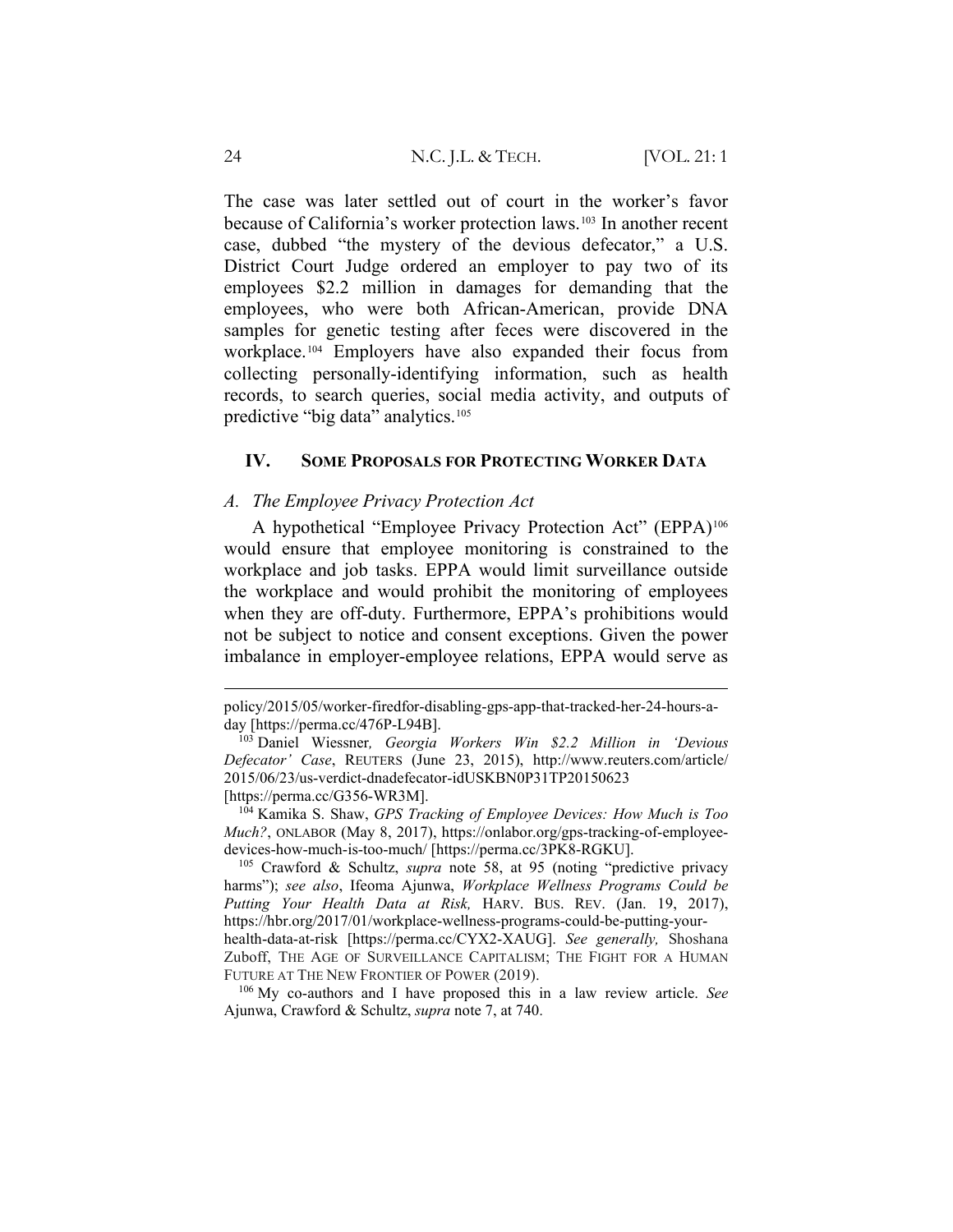The case was later settled out of court in the worker's favor because of California's worker protection laws.[103] In another recent case, dubbed "the mystery of the devious defecator," a U.S. District Court Judge ordered an employer to pay two of its employees $2.2 million in damages for demanding that the employees, who were both African-American, provide DNA samples for genetic testing after feces were discovered in the workplace.[104] Employers have also expanded their focus from collecting personally-identifying information, such as health records, to search queries, social media activity, and outputs of predictive "big data" analytics.[105]

## IV. SOME PROPOSALS FOR PROTECTING WORKER DATA

### *A. The Employee Privacy Protection Act*

A hypothetical "Employee Privacy Protection Act" (EPPA)[106] would ensure that employee monitoring is constrained to the workplace and job tasks. EPPA would limit surveillance outside the workplace and would prohibit the monitoring of employees when they are off-duty. Furthermore, EPPA's prohibitions would not be subject to notice and consent exceptions. Given the power imbalance in employer-employee relations, EPPA would serve as

---

policy/2015/05/worker-firedfor-disabling-gps-app-that-tracked-her-24-hours-a-day [https://perma.cc/476P-L94B].

[103] Daniel Wiessner, *Georgia Workers Win $2.2 Million in 'Devious Defecator' Case*, REUTERS (June 23, 2015), http://www.reuters.com/article/2015/06/23/us-verdict-dnadefecator-idUSKBN0P31TP20150623 [https://perma.cc/G356-WR3M].

[104] Kamika S. Shaw, *GPS Tracking of Employee Devices: How Much is Too Much?*, ONLABOR (May 8, 2017), https://onlabor.org/gps-tracking-of-employee-devices-how-much-is-too-much/ [https://perma.cc/3PK8-RGKU].

[105] Crawford & Schultz, *supra* note 58, at 95 (noting "predictive privacy harms"); *see also*, Ifeoma Ajunwa, *Workplace Wellness Programs Could be Putting Your Health Data at Risk,* HARV. BUS. REV. (Jan. 19, 2017), https://hbr.org/2017/01/workplace-wellness-programs-could-be-putting-your-health-data-at-risk [https://perma.cc/CYX2-XAUG]. *See generally,* Shoshana Zuboff, THE AGE OF SURVEILLANCE CAPITALISM; THE FIGHT FOR A HUMAN FUTURE AT THE NEW FRONTIER OF POWER (2019).

[106] My co-authors and I have proposed this in a law review article. *See* Ajunwa, Crawford & Schultz, *supra* note 7, at 740.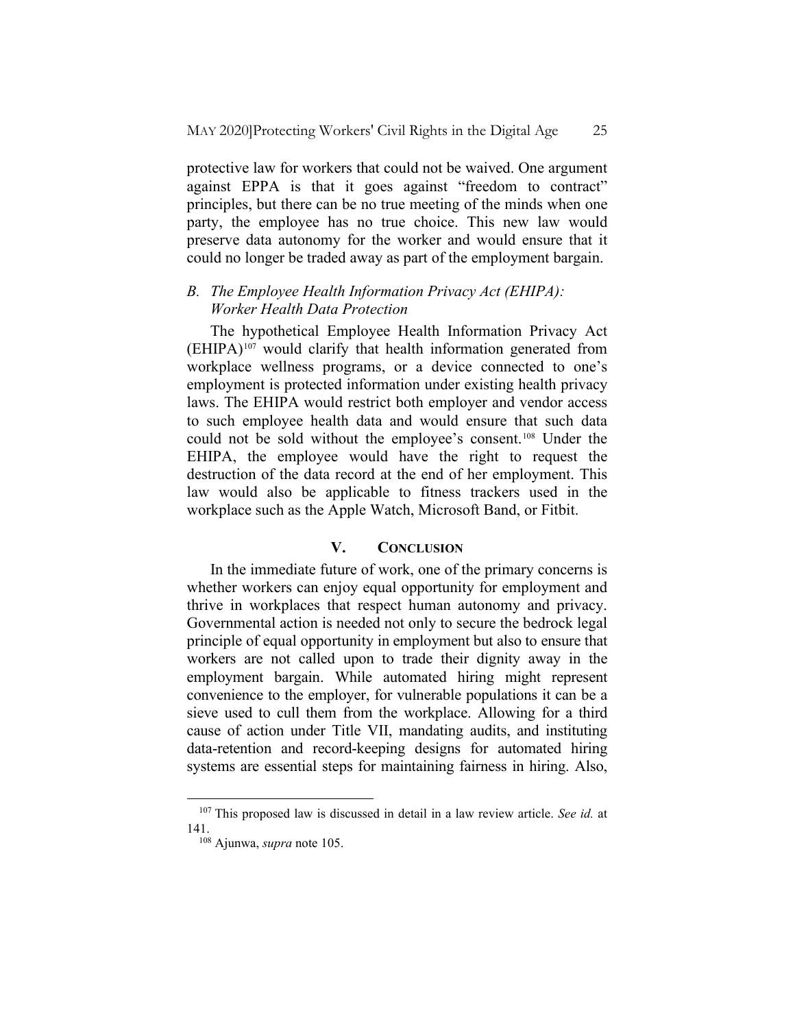protective law for workers that could not be waived. One argument against EPPA is that it goes against "freedom to contract" principles, but there can be no true meeting of the minds when one party, the employee has no true choice. This new law would preserve data autonomy for the worker and would ensure that it could no longer be traded away as part of the employment bargain.

### *B. The Employee Health Information Privacy Act (EHIPA): Worker Health Data Protection*

The hypothetical Employee Health Information Privacy Act (EHIPA)[107] would clarify that health information generated from workplace wellness programs, or a device connected to one's employment is protected information under existing health privacy laws. The EHIPA would restrict both employer and vendor access to such employee health data and would ensure that such data could not be sold without the employee's consent.[108] Under the EHIPA, the employee would have the right to request the destruction of the data record at the end of her employment. This law would also be applicable to fitness trackers used in the workplace such as the Apple Watch, Microsoft Band, or Fitbit.

## V. CONCLUSION

In the immediate future of work, one of the primary concerns is whether workers can enjoy equal opportunity for employment and thrive in workplaces that respect human autonomy and privacy. Governmental action is needed not only to secure the bedrock legal principle of equal opportunity in employment but also to ensure that workers are not called upon to trade their dignity away in the employment bargain. While automated hiring might represent convenience to the employer, for vulnerable populations it can be a sieve used to cull them from the workplace. Allowing for a third cause of action under Title VII, mandating audits, and instituting data-retention and record-keeping designs for automated hiring systems are essential steps for maintaining fairness in hiring. Also,

---

[107] This proposed law is discussed in detail in a law review article. *See id.* at 141.

[108] Ajunwa, *supra* note 105.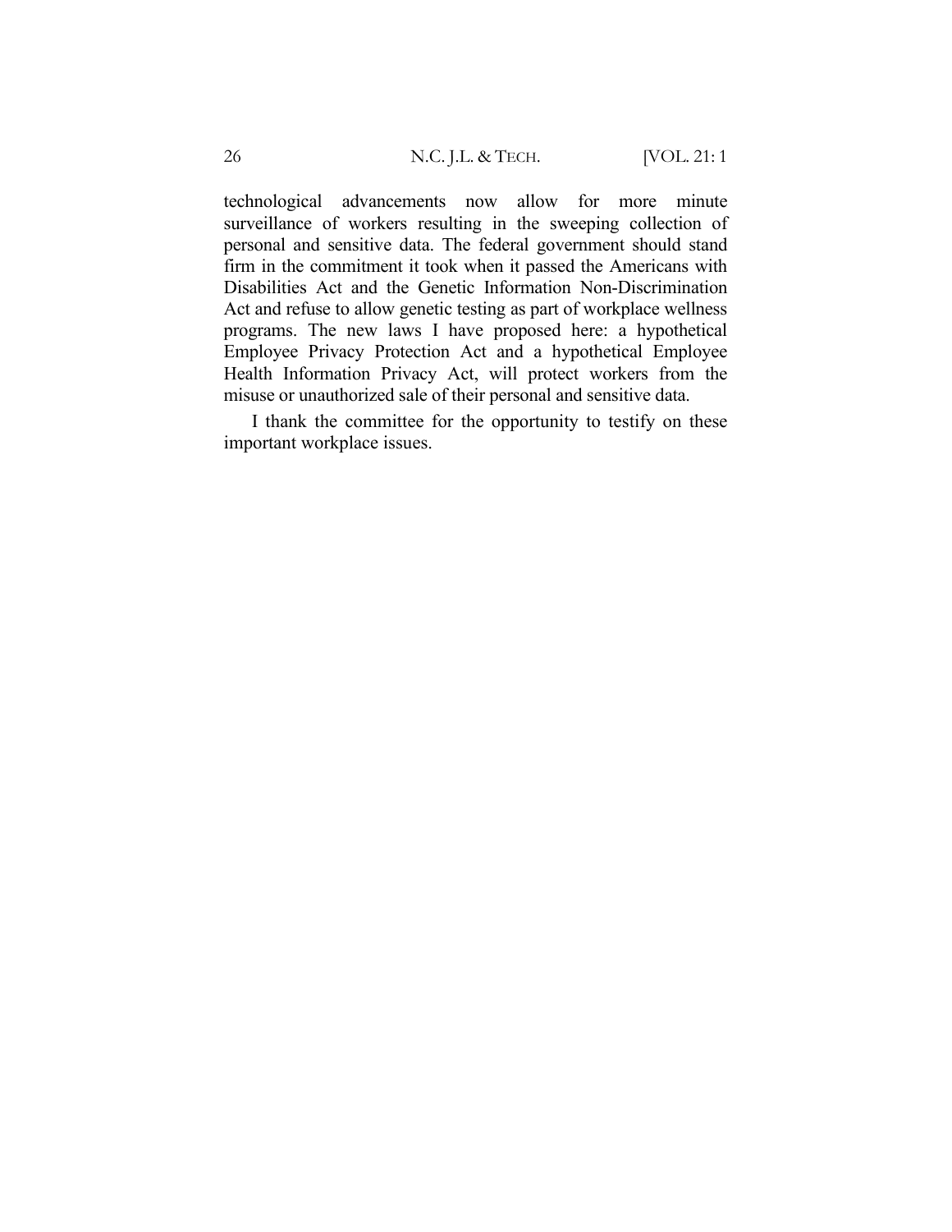technological advancements now allow for more minute surveillance of workers resulting in the sweeping collection of personal and sensitive data. The federal government should stand firm in the commitment it took when it passed the Americans with Disabilities Act and the Genetic Information Non-Discrimination Act and refuse to allow genetic testing as part of workplace wellness programs. The new laws I have proposed here: a hypothetical Employee Privacy Protection Act and a hypothetical Employee Health Information Privacy Act, will protect workers from the misuse or unauthorized sale of their personal and sensitive data.

I thank the committee for the opportunity to testify on these important workplace issues.